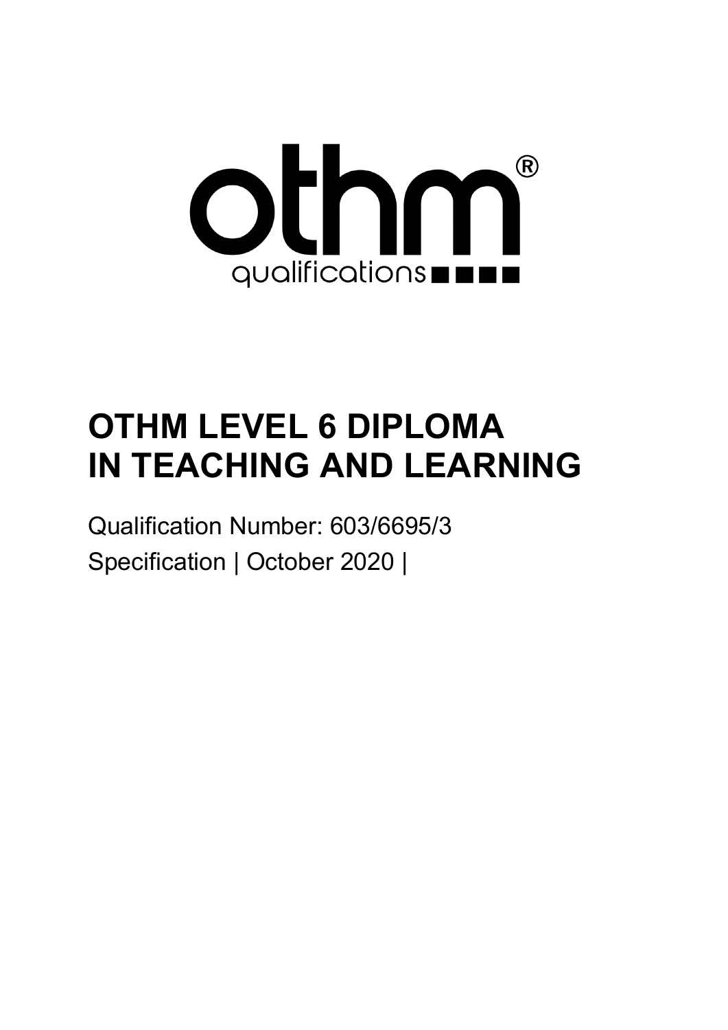othm® qualifications

# OTHM LEVEL 6 DIPLOMA IN TEACHING AND LEARNING

Qualification Number: 603/6695/3

Specification | October 2020 |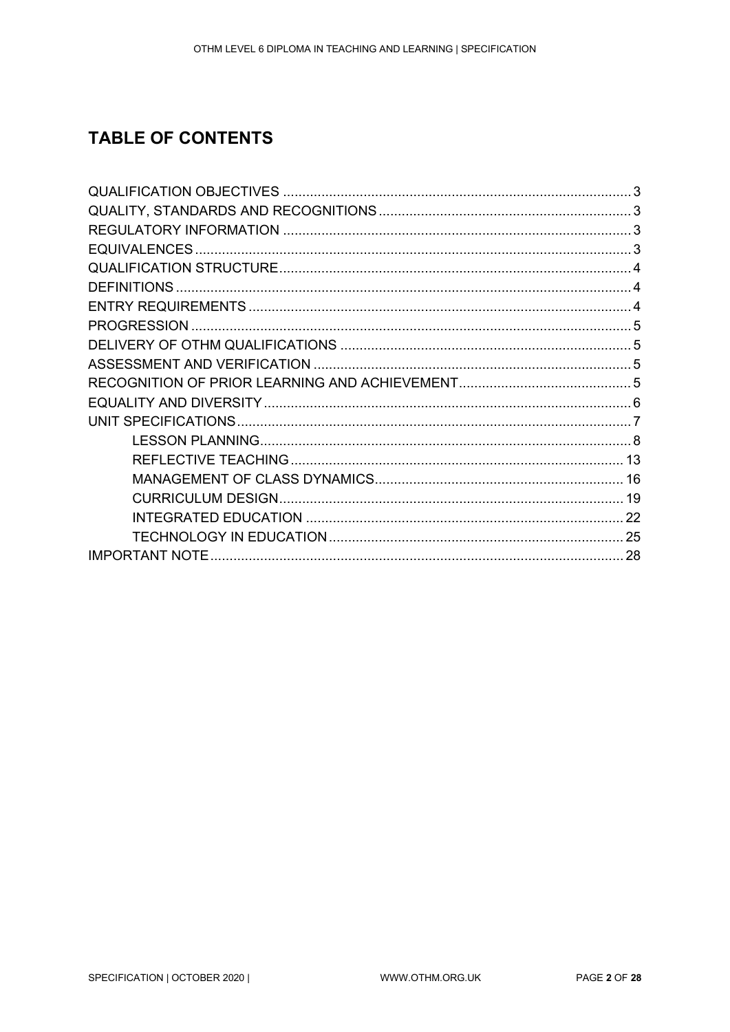# TABLE OF CONTENTS

QUALIFICATION OBJECTIVES ........................................................................................ 3
QUALITY, STANDARDS AND RECOGNITIONS ............................................................... 3
REGULATORY INFORMATION ........................................................................................ 3
EQUIVALENCES .............................................................................................................. 3
QUALIFICATION STRUCTURE ........................................................................................ 4
DEFINITIONS ................................................................................................................... 4
ENTRY REQUIREMENTS ................................................................................................. 4
PROGRESSION ................................................................................................................ 5
DELIVERY OF OTHM QUALIFICATIONS ......................................................................... 5
ASSESSMENT AND VERIFICATION ................................................................................ 5
RECOGNITION OF PRIOR LEARNING AND ACHIEVEMENT .......................................... 5
EQUALITY AND DIVERSITY ............................................................................................. 6
UNIT SPECIFICATIONS .................................................................................................... 7
- LESSON PLANNING ............................................................................................... 8
- REFLECTIVE TEACHING ...................................................................................... 13
- MANAGEMENT OF CLASS DYNAMICS ................................................................ 16
- CURRICULUM DESIGN ......................................................................................... 19
- INTEGRATED EDUCATION ................................................................................... 22
- TECHNOLOGY IN EDUCATION ............................................................................ 25

IMPORTANT NOTE .......................................................................................................... 28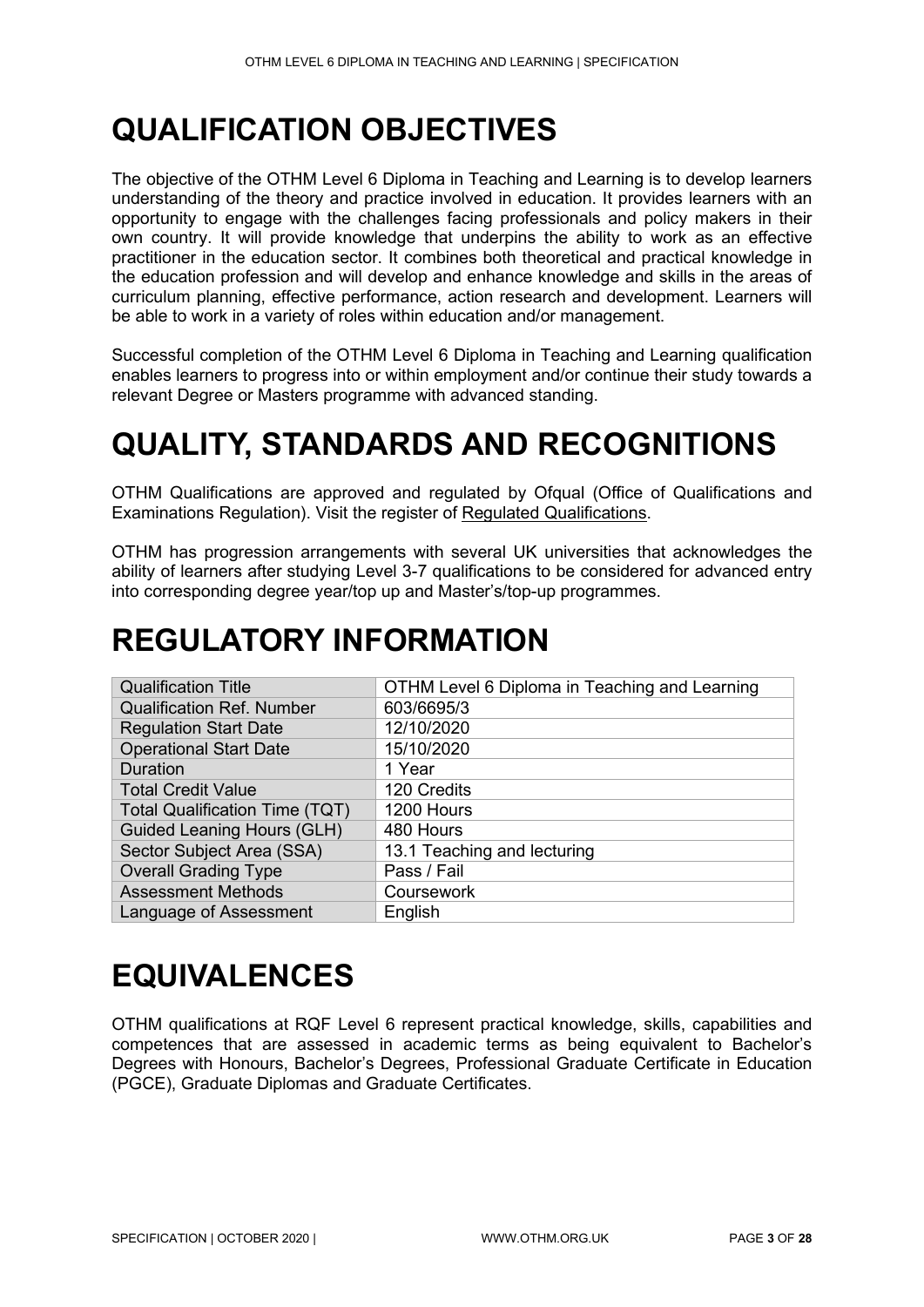# QUALIFICATION OBJECTIVES

The objective of the OTHM Level 6 Diploma in Teaching and Learning is to develop learners understanding of the theory and practice involved in education. It provides learners with an opportunity to engage with the challenges facing professionals and policy makers in their own country. It will provide knowledge that underpins the ability to work as an effective practitioner in the education sector. It combines both theoretical and practical knowledge in the education profession and will develop and enhance knowledge and skills in the areas of curriculum planning, effective performance, action research and development. Learners will be able to work in a variety of roles within education and/or management.

Successful completion of the OTHM Level 6 Diploma in Teaching and Learning qualification enables learners to progress into or within employment and/or continue their study towards a relevant Degree or Masters programme with advanced standing.

# QUALITY, STANDARDS AND RECOGNITIONS

OTHM Qualifications are approved and regulated by Ofqual (Office of Qualifications and Examinations Regulation). Visit the register of Regulated Qualifications.

OTHM has progression arrangements with several UK universities that acknowledges the ability of learners after studying Level 3-7 qualifications to be considered for advanced entry into corresponding degree year/top up and Master's/top-up programmes.

# REGULATORY INFORMATION

| Qualification Title | OTHM Level 6 Diploma in Teaching and Learning |
|---|---|
| Qualification Ref. Number | 603/6695/3 |
| Regulation Start Date | 12/10/2020 |
| Operational Start Date | 15/10/2020 |
| Duration | 1 Year |
| Total Credit Value | 120 Credits |
| Total Qualification Time (TQT) | 1200 Hours |
| Guided Leaning Hours (GLH) | 480 Hours |
| Sector Subject Area (SSA) | 13.1 Teaching and lecturing |
| Overall Grading Type | Pass / Fail |
| Assessment Methods | Coursework |
| Language of Assessment | English |

# EQUIVALENCES

OTHM qualifications at RQF Level 6 represent practical knowledge, skills, capabilities and competences that are assessed in academic terms as being equivalent to Bachelor's Degrees with Honours, Bachelor's Degrees, Professional Graduate Certificate in Education (PGCE), Graduate Diplomas and Graduate Certificates.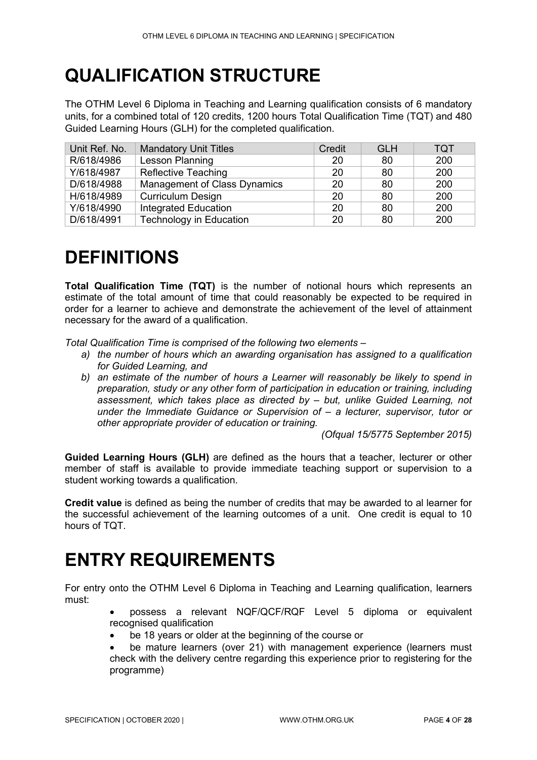# QUALIFICATION STRUCTURE

The OTHM Level 6 Diploma in Teaching and Learning qualification consists of 6 mandatory units, for a combined total of 120 credits, 1200 hours Total Qualification Time (TQT) and 480 Guided Learning Hours (GLH) for the completed qualification.

| Unit Ref. No. | Mandatory Unit Titles | Credit | GLH | TQT |
|---|---|---|---|---|
| R/618/4986 | Lesson Planning | 20 | 80 | 200 |
| Y/618/4987 | Reflective Teaching | 20 | 80 | 200 |
| D/618/4988 | Management of Class Dynamics | 20 | 80 | 200 |
| H/618/4989 | Curriculum Design | 20 | 80 | 200 |
| Y/618/4990 | Integrated Education | 20 | 80 | 200 |
| D/618/4991 | Technology in Education | 20 | 80 | 200 |

# DEFINITIONS

**Total Qualification Time (TQT)** is the number of notional hours which represents an estimate of the total amount of time that could reasonably be expected to be required in order for a learner to achieve and demonstrate the achievement of the level of attainment necessary for the award of a qualification.

*Total Qualification Time is comprised of the following two elements –*

*a) the number of hours which an awarding organisation has assigned to a qualification for Guided Learning, and*

*b) an estimate of the number of hours a Learner will reasonably be likely to spend in preparation, study or any other form of participation in education or training, including assessment, which takes place as directed by – but, unlike Guided Learning, not under the Immediate Guidance or Supervision of – a lecturer, supervisor, tutor or other appropriate provider of education or training.*

*(Ofqual 15/5775 September 2015)*

**Guided Learning Hours (GLH)** are defined as the hours that a teacher, lecturer or other member of staff is available to provide immediate teaching support or supervision to a student working towards a qualification.

**Credit value** is defined as being the number of credits that may be awarded to al learner for the successful achievement of the learning outcomes of a unit. One credit is equal to 10 hours of TQT.

# ENTRY REQUIREMENTS

For entry onto the OTHM Level 6 Diploma in Teaching and Learning qualification, learners must:

- possess a relevant NQF/QCF/RQF Level 5 diploma or equivalent recognised qualification
- be 18 years or older at the beginning of the course or
- be mature learners (over 21) with management experience (learners must check with the delivery centre regarding this experience prior to registering for the programme)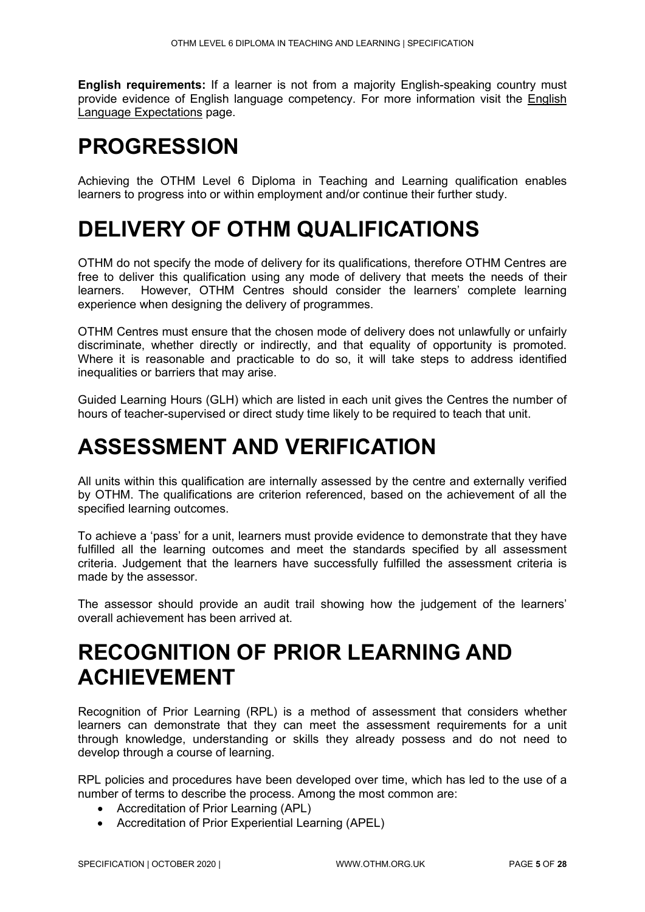**English requirements:** If a learner is not from a majority English-speaking country must provide evidence of English language competency. For more information visit the English Language Expectations page.

# PROGRESSION

Achieving the OTHM Level 6 Diploma in Teaching and Learning qualification enables learners to progress into or within employment and/or continue their further study.

# DELIVERY OF OTHM QUALIFICATIONS

OTHM do not specify the mode of delivery for its qualifications, therefore OTHM Centres are free to deliver this qualification using any mode of delivery that meets the needs of their learners. However, OTHM Centres should consider the learners' complete learning experience when designing the delivery of programmes.

OTHM Centres must ensure that the chosen mode of delivery does not unlawfully or unfairly discriminate, whether directly or indirectly, and that equality of opportunity is promoted. Where it is reasonable and practicable to do so, it will take steps to address identified inequalities or barriers that may arise.

Guided Learning Hours (GLH) which are listed in each unit gives the Centres the number of hours of teacher-supervised or direct study time likely to be required to teach that unit.

# ASSESSMENT AND VERIFICATION

All units within this qualification are internally assessed by the centre and externally verified by OTHM. The qualifications are criterion referenced, based on the achievement of all the specified learning outcomes.

To achieve a 'pass' for a unit, learners must provide evidence to demonstrate that they have fulfilled all the learning outcomes and meet the standards specified by all assessment criteria. Judgement that the learners have successfully fulfilled the assessment criteria is made by the assessor.

The assessor should provide an audit trail showing how the judgement of the learners' overall achievement has been arrived at.

# RECOGNITION OF PRIOR LEARNING AND ACHIEVEMENT

Recognition of Prior Learning (RPL) is a method of assessment that considers whether learners can demonstrate that they can meet the assessment requirements for a unit through knowledge, understanding or skills they already possess and do not need to develop through a course of learning.

RPL policies and procedures have been developed over time, which has led to the use of a number of terms to describe the process. Among the most common are:

- Accreditation of Prior Learning (APL)
- Accreditation of Prior Experiential Learning (APEL)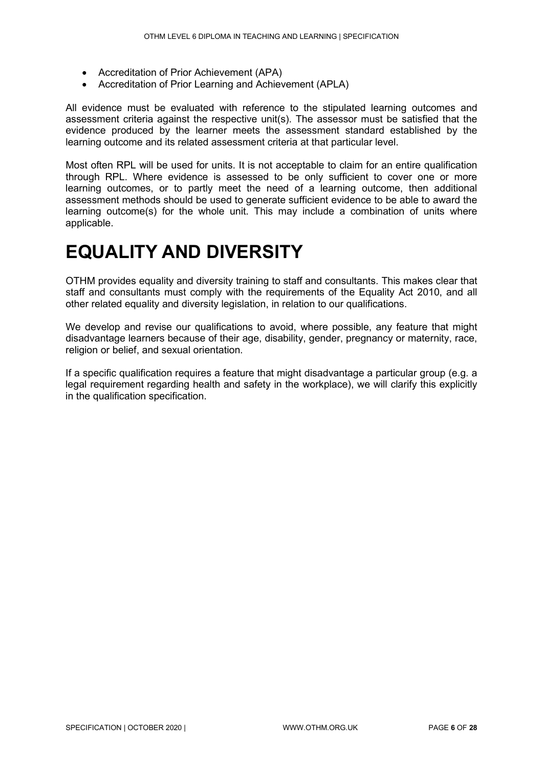- Accreditation of Prior Achievement (APA)
- Accreditation of Prior Learning and Achievement (APLA)

All evidence must be evaluated with reference to the stipulated learning outcomes and assessment criteria against the respective unit(s). The assessor must be satisfied that the evidence produced by the learner meets the assessment standard established by the learning outcome and its related assessment criteria at that particular level.

Most often RPL will be used for units. It is not acceptable to claim for an entire qualification through RPL. Where evidence is assessed to be only sufficient to cover one or more learning outcomes, or to partly meet the need of a learning outcome, then additional assessment methods should be used to generate sufficient evidence to be able to award the learning outcome(s) for the whole unit. This may include a combination of units where applicable.

# EQUALITY AND DIVERSITY

OTHM provides equality and diversity training to staff and consultants. This makes clear that staff and consultants must comply with the requirements of the Equality Act 2010, and all other related equality and diversity legislation, in relation to our qualifications.

We develop and revise our qualifications to avoid, where possible, any feature that might disadvantage learners because of their age, disability, gender, pregnancy or maternity, race, religion or belief, and sexual orientation.

If a specific qualification requires a feature that might disadvantage a particular group (e.g. a legal requirement regarding health and safety in the workplace), we will clarify this explicitly in the qualification specification.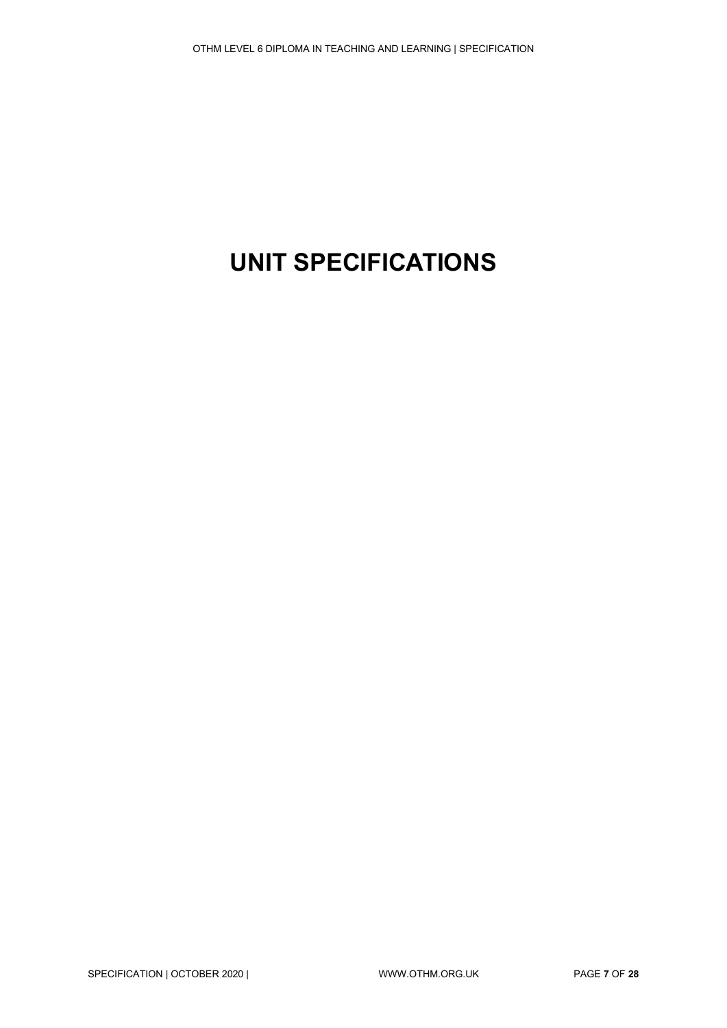# UNIT SPECIFICATIONS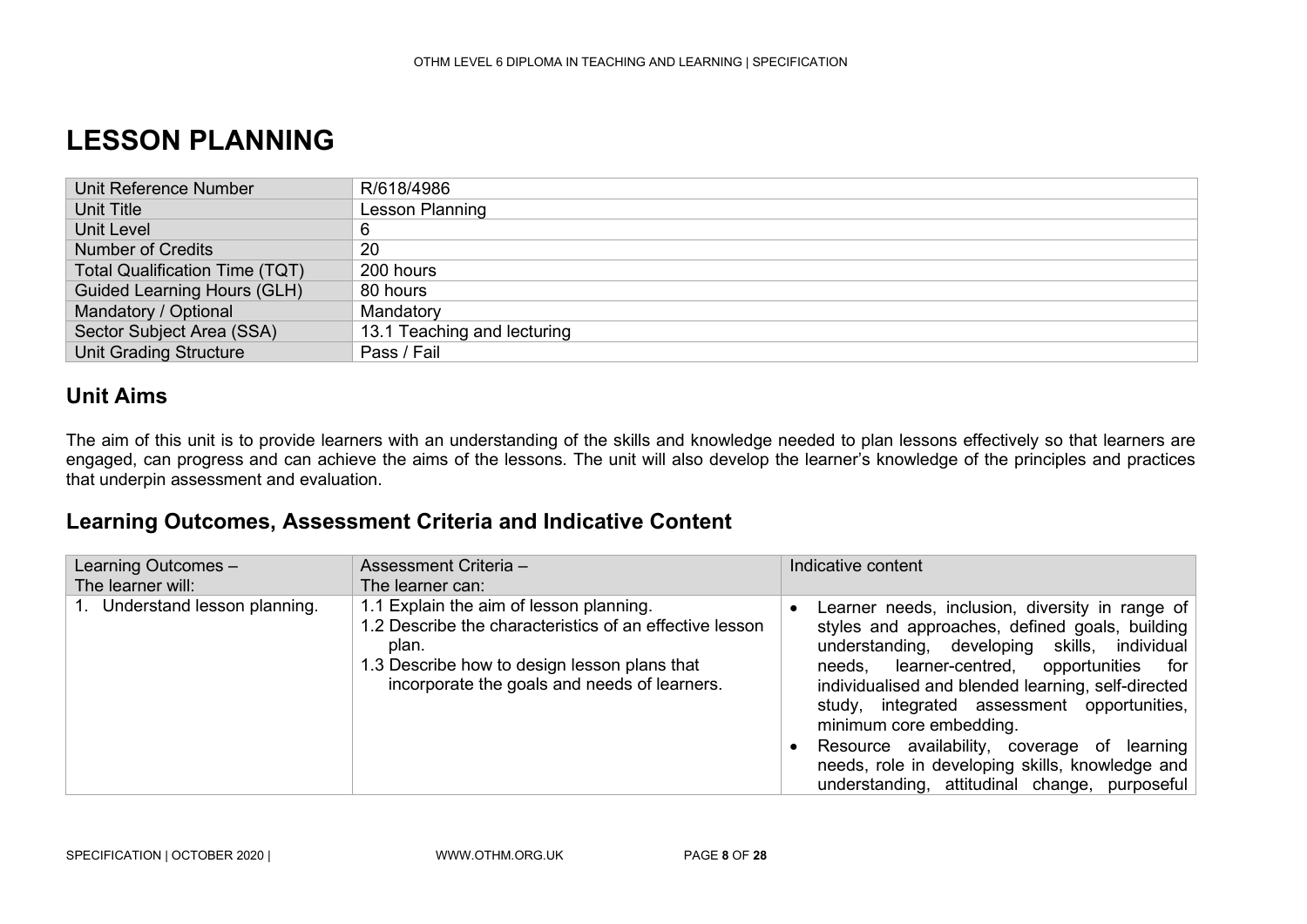# LESSON PLANNING

| | |
|---|---|
| Unit Reference Number | R/618/4986 |
| Unit Title | Lesson Planning |
| Unit Level | 6 |
| Number of Credits | 20 |
| Total Qualification Time (TQT) | 200 hours |
| Guided Learning Hours (GLH) | 80 hours |
| Mandatory / Optional | Mandatory |
| Sector Subject Area (SSA) | 13.1 Teaching and lecturing |
| Unit Grading Structure | Pass / Fail |

## Unit Aims

The aim of this unit is to provide learners with an understanding of the skills and knowledge needed to plan lessons effectively so that learners are engaged, can progress and can achieve the aims of the lessons. The unit will also develop the learner's knowledge of the principles and practices that underpin assessment and evaluation.

## Learning Outcomes, Assessment Criteria and Indicative Content

| Learning Outcomes – The learner will: | Assessment Criteria – The learner can: | Indicative content |
|---|---|---|
| 1. Understand lesson planning. | 1.1 Explain the aim of lesson planning.<br>1.2 Describe the characteristics of an effective lesson plan.<br>1.3 Describe how to design lesson plans that incorporate the goals and needs of learners. | • Learner needs, inclusion, diversity in range of styles and approaches, defined goals, building understanding, developing skills, individual needs, learner-centred, opportunities for individualised and blended learning, self-directed study, integrated assessment opportunities, minimum core embedding.<br>• Resource availability, coverage of learning needs, role in developing skills, knowledge and understanding, attitudinal change, purposeful |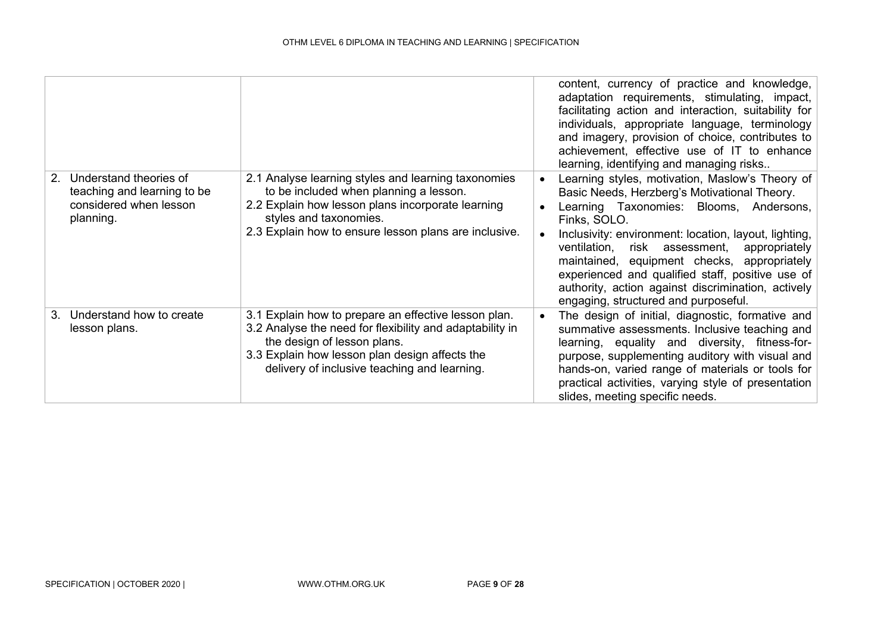| | | |
|---|---|---|
| | | content, currency of practice and knowledge, adaptation requirements, stimulating, impact, facilitating action and interaction, suitability for individuals, appropriate language, terminology and imagery, provision of choice, contributes to achievement, effective use of IT to enhance learning, identifying and managing risks.. |
| 2. Understand theories of teaching and learning to be considered when lesson planning. | 2.1 Analyse learning styles and learning taxonomies to be included when planning a lesson.<br>2.2 Explain how lesson plans incorporate learning styles and taxonomies.<br>2.3 Explain how to ensure lesson plans are inclusive. | • Learning styles, motivation, Maslow's Theory of Basic Needs, Herzberg's Motivational Theory.<br>• Learning Taxonomies: Blooms, Andersons, Finks, SOLO.<br>• Inclusivity: environment: location, layout, lighting, ventilation, risk assessment, appropriately maintained, equipment checks, appropriately experienced and qualified staff, positive use of authority, action against discrimination, actively engaging, structured and purposeful. |
| 3. Understand how to create lesson plans. | 3.1 Explain how to prepare an effective lesson plan.<br>3.2 Analyse the need for flexibility and adaptability in the design of lesson plans.<br>3.3 Explain how lesson plan design affects the delivery of inclusive teaching and learning. | • The design of initial, diagnostic, formative and summative assessments. Inclusive teaching and learning, equality and diversity, fitness-for-purpose, supplementing auditory with visual and hands-on, varied range of materials or tools for practical activities, varying style of presentation slides, meeting specific needs. |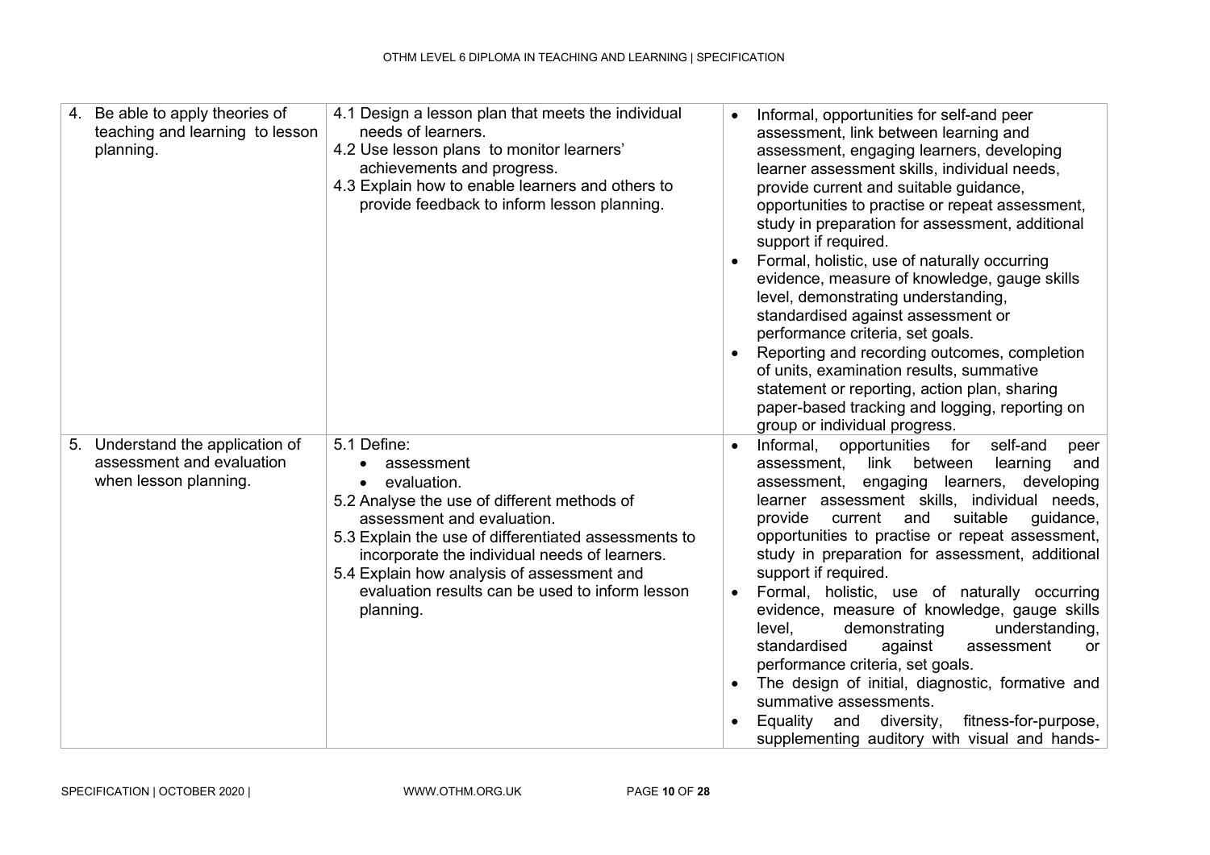| | | |
|---|---|---|
| 4. Be able to apply theories of teaching and learning to lesson planning. | 4.1 Design a lesson plan that meets the individual needs of learners.<br>4.2 Use lesson plans to monitor learners' achievements and progress.<br>4.3 Explain how to enable learners and others to provide feedback to inform lesson planning. | • Informal, opportunities for self-and peer assessment, link between learning and assessment, engaging learners, developing learner assessment skills, individual needs, provide current and suitable guidance, opportunities to practise or repeat assessment, study in preparation for assessment, additional support if required.<br>• Formal, holistic, use of naturally occurring evidence, measure of knowledge, gauge skills level, demonstrating understanding, standardised against assessment or performance criteria, set goals.<br>• Reporting and recording outcomes, completion of units, examination results, summative statement or reporting, action plan, sharing paper-based tracking and logging, reporting on group or individual progress. |
| 5. Understand the application of assessment and evaluation when lesson planning. | 5.1 Define:<br>• assessment<br>• evaluation.<br>5.2 Analyse the use of different methods of assessment and evaluation.<br>5.3 Explain the use of differentiated assessments to incorporate the individual needs of learners.<br>5.4 Explain how analysis of assessment and evaluation results can be used to inform lesson planning. | • Informal, opportunities for self-and peer assessment, link between learning and assessment, engaging learners, developing learner assessment skills, individual needs, provide current and suitable guidance, opportunities to practise or repeat assessment, study in preparation for assessment, additional support if required.<br>• Formal, holistic, use of naturally occurring evidence, measure of knowledge, gauge skills level, demonstrating understanding, standardised against assessment or performance criteria, set goals.<br>• The design of initial, diagnostic, formative and summative assessments.<br>• Equality and diversity, fitness-for-purpose, supplementing auditory with visual and hands- |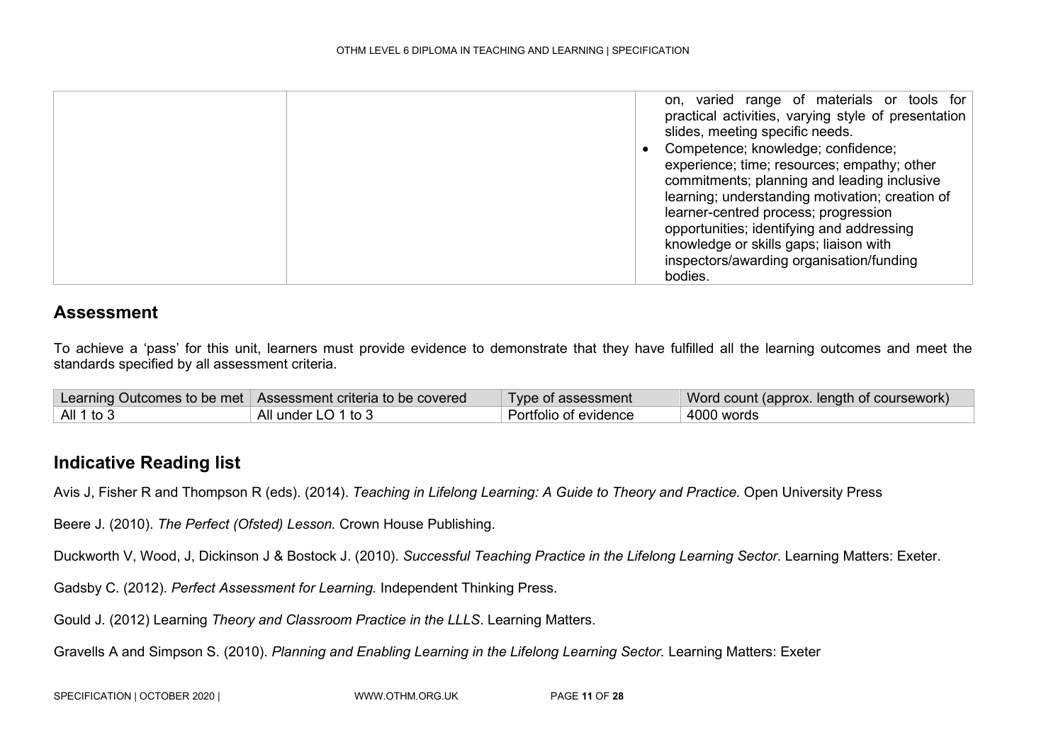| | | on, varied range of materials or tools for practical activities, varying style of presentation slides, meeting specific needs.<br>• Competence; knowledge; confidence; experience; time; resources; empathy; other commitments; planning and leading inclusive learning; understanding motivation; creation of learner-centred process; progression opportunities; identifying and addressing knowledge or skills gaps; liaison with inspectors/awarding organisation/funding bodies. |
|---|---|---|

## Assessment

To achieve a 'pass' for this unit, learners must provide evidence to demonstrate that they have fulfilled all the learning outcomes and meet the standards specified by all assessment criteria.

| Learning Outcomes to be met | Assessment criteria to be covered | Type of assessment | Word count (approx. length of coursework) |
|---|---|---|---|
| All 1 to 3 | All under LO 1 to 3 | Portfolio of evidence | 4000 words |

## Indicative Reading list

Avis J, Fisher R and Thompson R (eds). (2014). *Teaching in Lifelong Learning: A Guide to Theory and Practice.* Open University Press

Beere J. (2010). *The Perfect (Ofsted) Lesson.* Crown House Publishing.

Duckworth V, Wood, J, Dickinson J & Bostock J. (2010). *Successful Teaching Practice in the Lifelong Learning Sector*. Learning Matters: Exeter.

Gadsby C. (2012). *Perfect Assessment for Learning.* Independent Thinking Press.

Gould J. (2012) Learning *Theory and Classroom Practice in the LLLS*. Learning Matters.

Gravells A and Simpson S. (2010). *Planning and Enabling Learning in the Lifelong Learning Sector.* Learning Matters: Exeter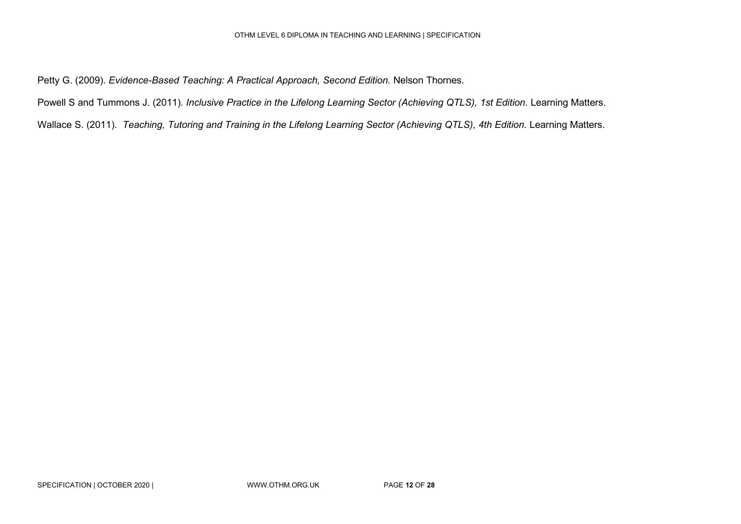Petty G. (2009). *Evidence-Based Teaching: A Practical Approach, Second Edition.* Nelson Thornes.

Powell S and Tummons J. (2011). *Inclusive Practice in the Lifelong Learning Sector (Achieving QTLS), 1st Edition.* Learning Matters.

Wallace S. (2011). *Teaching, Tutoring and Training in the Lifelong Learning Sector (Achieving QTLS), 4th Edition.* Learning Matters.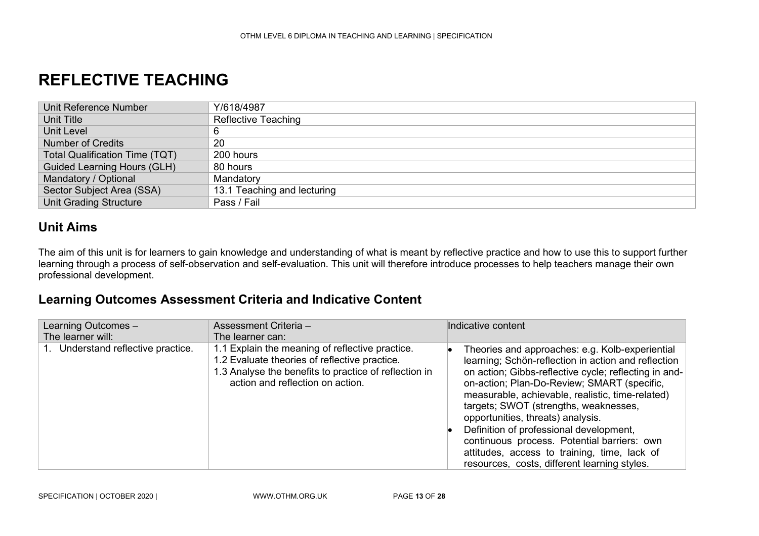# REFLECTIVE TEACHING

| Unit Reference Number | Y/618/4987 |
| --- | --- |
| Unit Title | Reflective Teaching |
| Unit Level | 6 |
| Number of Credits | 20 |
| Total Qualification Time (TQT) | 200 hours |
| Guided Learning Hours (GLH) | 80 hours |
| Mandatory / Optional | Mandatory |
| Sector Subject Area (SSA) | 13.1 Teaching and lecturing |
| Unit Grading Structure | Pass / Fail |

## Unit Aims

The aim of this unit is for learners to gain knowledge and understanding of what is meant by reflective practice and how to use this to support further learning through a process of self-observation and self-evaluation. This unit will therefore introduce processes to help teachers manage their own professional development.

## Learning Outcomes Assessment Criteria and Indicative Content

| Learning Outcomes – The learner will: | Assessment Criteria – The learner can: | Indicative content |
| --- | --- | --- |
| 1. Understand reflective practice. | 1.1 Explain the meaning of reflective practice.<br>1.2 Evaluate theories of reflective practice.<br>1.3 Analyse the benefits to practice of reflection in action and reflection on action. | • Theories and approaches: e.g. Kolb-experiential learning; Schön-reflection in action and reflection on action; Gibbs-reflective cycle; reflecting in and-on-action; Plan-Do-Review; SMART (specific, measurable, achievable, realistic, time-related) targets; SWOT (strengths, weaknesses, opportunities, threats) analysis.<br>• Definition of professional development, continuous process. Potential barriers: own attitudes, access to training, time, lack of resources, costs, different learning styles. |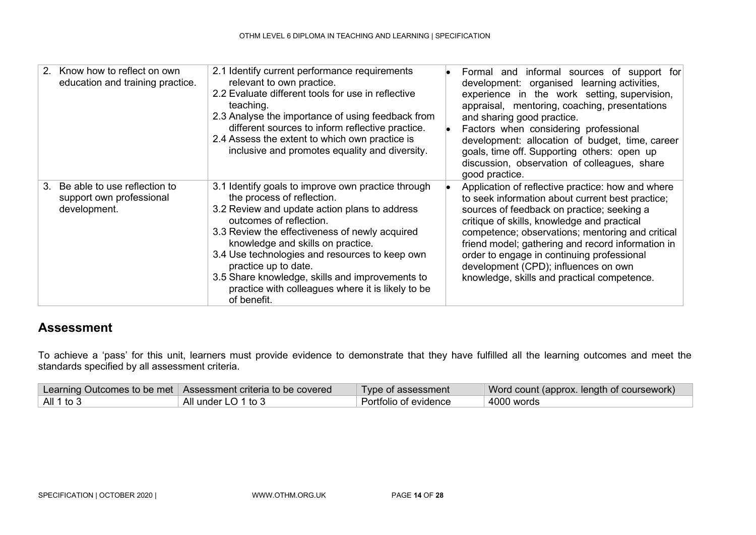| | | |
|---|---|---|
| 2. Know how to reflect on own education and training practice. | 2.1 Identify current performance requirements relevant to own practice.<br>2.2 Evaluate different tools for use in reflective teaching.<br>2.3 Analyse the importance of using feedback from different sources to inform reflective practice.<br>2.4 Assess the extent to which own practice is inclusive and promotes equality and diversity. | • Formal and informal sources of support for development: organised learning activities, experience in the work setting, supervision, appraisal, mentoring, coaching, presentations and sharing good practice.<br>• Factors when considering professional development: allocation of budget, time, career goals, time off. Supporting others: open up discussion, observation of colleagues, share good practice. |
| 3. Be able to use reflection to support own professional development. | 3.1 Identify goals to improve own practice through the process of reflection.<br>3.2 Review and update action plans to address outcomes of reflection.<br>3.3 Review the effectiveness of newly acquired knowledge and skills on practice.<br>3.4 Use technologies and resources to keep own practice up to date.<br>3.5 Share knowledge, skills and improvements to practice with colleagues where it is likely to be of benefit. | • Application of reflective practice: how and where to seek information about current best practice; sources of feedback on practice; seeking a critique of skills, knowledge and practical competence; observations; mentoring and critical friend model; gathering and record information in order to engage in continuing professional development (CPD); influences on own knowledge, skills and practical competence. |

## Assessment

To achieve a 'pass' for this unit, learners must provide evidence to demonstrate that they have fulfilled all the learning outcomes and meet the standards specified by all assessment criteria.

| Learning Outcomes to be met | Assessment criteria to be covered | Type of assessment | Word count (approx. length of coursework) |
|---|---|---|---|
| All 1 to 3 | All under LO 1 to 3 | Portfolio of evidence | 4000 words |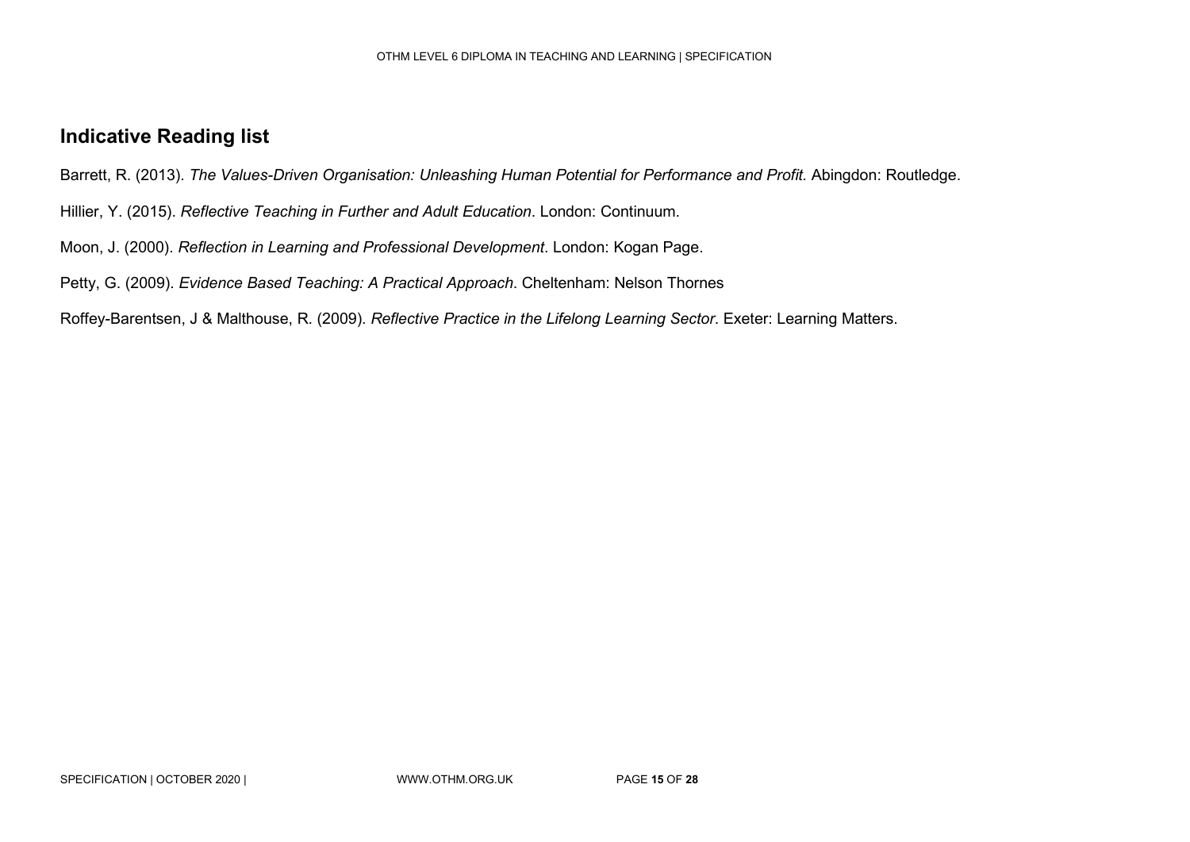## Indicative Reading list

Barrett, R. (2013). *The Values-Driven Organisation: Unleashing Human Potential for Performance and Profit.* Abingdon: Routledge.

Hillier, Y. (2015). *Reflective Teaching in Further and Adult Education*. London: Continuum.

Moon, J. (2000). *Reflection in Learning and Professional Development*. London: Kogan Page.

Petty, G. (2009). *Evidence Based Teaching: A Practical Approach*. Cheltenham: Nelson Thornes

Roffey-Barentsen, J & Malthouse, R. (2009). *Reflective Practice in the Lifelong Learning Sector*. Exeter: Learning Matters.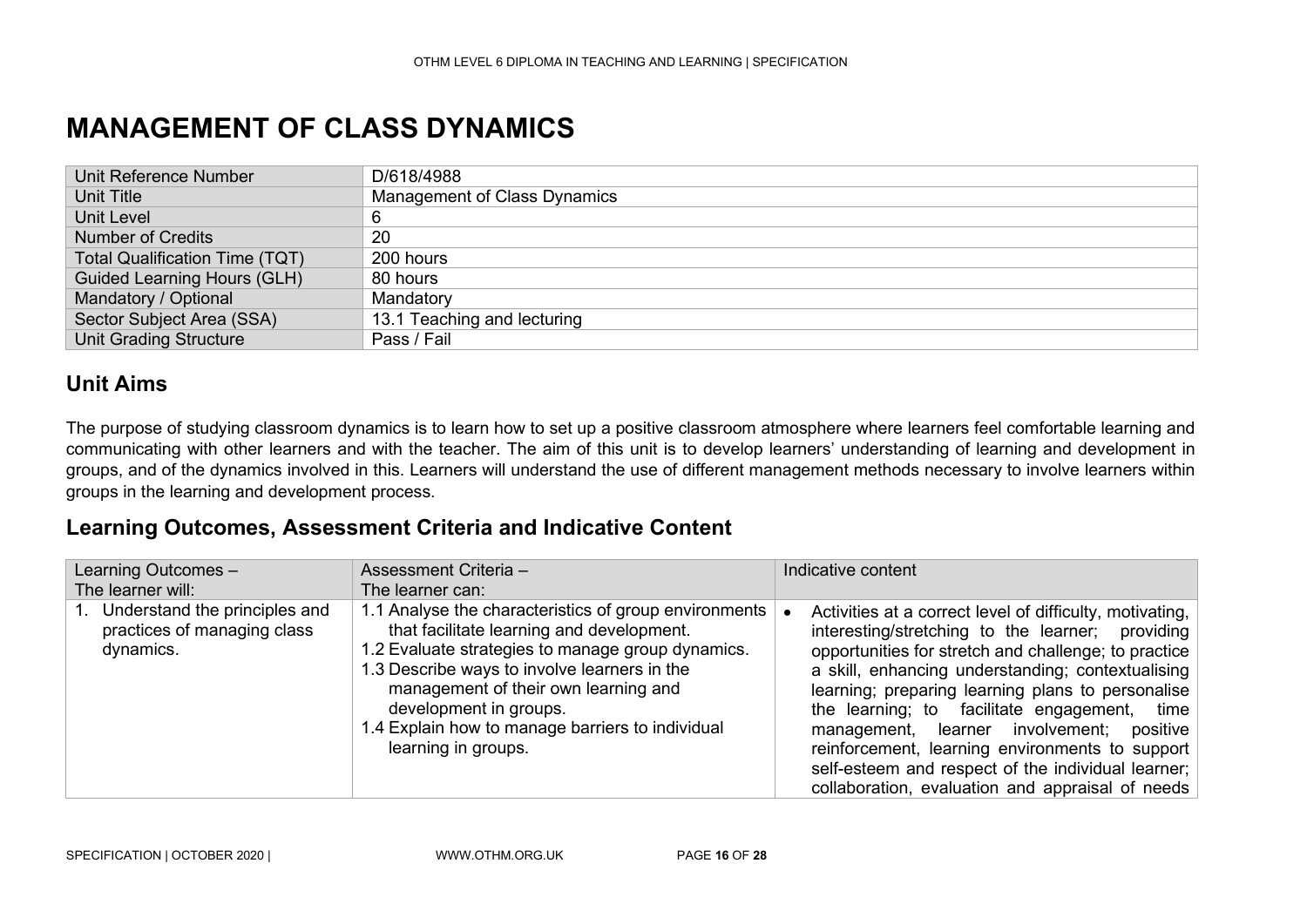# MANAGEMENT OF CLASS DYNAMICS

| Unit Reference Number | D/618/4988 |
|---|---|
| Unit Title | Management of Class Dynamics |
| Unit Level | 6 |
| Number of Credits | 20 |
| Total Qualification Time (TQT) | 200 hours |
| Guided Learning Hours (GLH) | 80 hours |
| Mandatory / Optional | Mandatory |
| Sector Subject Area (SSA) | 13.1 Teaching and lecturing |
| Unit Grading Structure | Pass / Fail |

## Unit Aims

The purpose of studying classroom dynamics is to learn how to set up a positive classroom atmosphere where learners feel comfortable learning and communicating with other learners and with the teacher. The aim of this unit is to develop learners' understanding of learning and development in groups, and of the dynamics involved in this. Learners will understand the use of different management methods necessary to involve learners within groups in the learning and development process.

## Learning Outcomes, Assessment Criteria and Indicative Content

| Learning Outcomes – The learner will: | Assessment Criteria – The learner can: | Indicative content |
|---|---|---|
| 1. Understand the principles and practices of managing class dynamics. | 1.1 Analyse the characteristics of group environments that facilitate learning and development.<br>1.2 Evaluate strategies to manage group dynamics.<br>1.3 Describe ways to involve learners in the management of their own learning and development in groups.<br>1.4 Explain how to manage barriers to individual learning in groups. | • Activities at a correct level of difficulty, motivating, interesting/stretching to the learner; providing opportunities for stretch and challenge; to practice a skill, enhancing understanding; contextualising learning; preparing learning plans to personalise the learning; to facilitate engagement, time management, learner involvement; positive reinforcement, learning environments to support self-esteem and respect of the individual learner; collaboration, evaluation and appraisal of needs |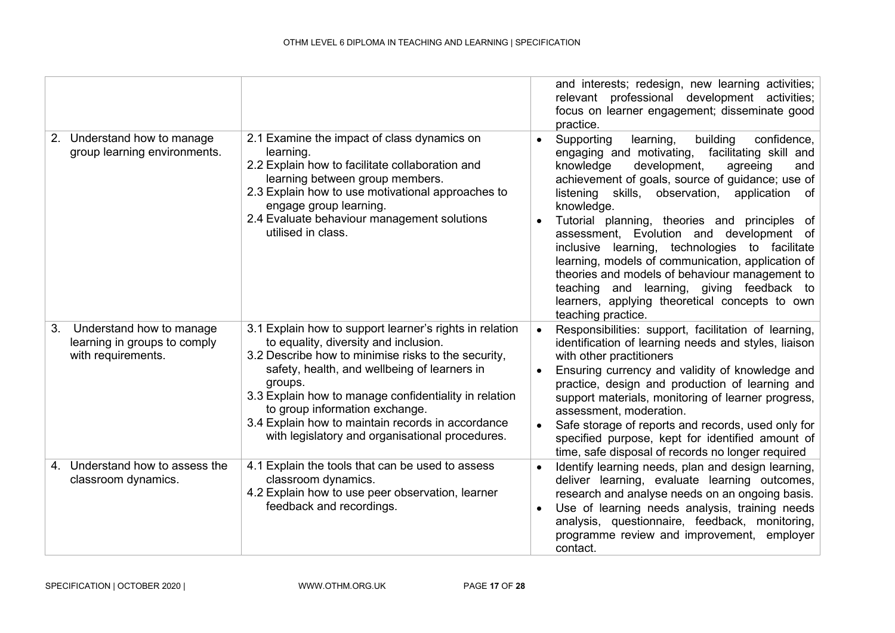| | | |
|---|---|---|
| | | and interests; redesign, new learning activities; relevant professional development activities; focus on learner engagement; disseminate good practice. |
| 2. Understand how to manage group learning environments. | 2.1 Examine the impact of class dynamics on learning.<br>2.2 Explain how to facilitate collaboration and learning between group members.<br>2.3 Explain how to use motivational approaches to engage group learning.<br>2.4 Evaluate behaviour management solutions utilised in class. | • Supporting learning, building confidence, engaging and motivating, facilitating skill and knowledge development, agreeing and achievement of goals, source of guidance; use of listening skills, observation, application of knowledge.<br>• Tutorial planning, theories and principles of assessment, Evolution and development of inclusive learning, technologies to facilitate learning, models of communication, application of theories and models of behaviour management to teaching and learning, giving feedback to learners, applying theoretical concepts to own teaching practice. |
| 3. Understand how to manage learning in groups to comply with requirements. | 3.1 Explain how to support learner's rights in relation to equality, diversity and inclusion.<br>3.2 Describe how to minimise risks to the security, safety, health, and wellbeing of learners in groups.<br>3.3 Explain how to manage confidentiality in relation to group information exchange.<br>3.4 Explain how to maintain records in accordance with legislatory and organisational procedures. | • Responsibilities: support, facilitation of learning, identification of learning needs and styles, liaison with other practitioners<br>• Ensuring currency and validity of knowledge and practice, design and production of learning and support materials, monitoring of learner progress, assessment, moderation.<br>• Safe storage of reports and records, used only for specified purpose, kept for identified amount of time, safe disposal of records no longer required |
| 4. Understand how to assess the classroom dynamics. | 4.1 Explain the tools that can be used to assess classroom dynamics.<br>4.2 Explain how to use peer observation, learner feedback and recordings. | • Identify learning needs, plan and design learning, deliver learning, evaluate learning outcomes, research and analyse needs on an ongoing basis.<br>• Use of learning needs analysis, training needs analysis, questionnaire, feedback, monitoring, programme review and improvement, employer contact. |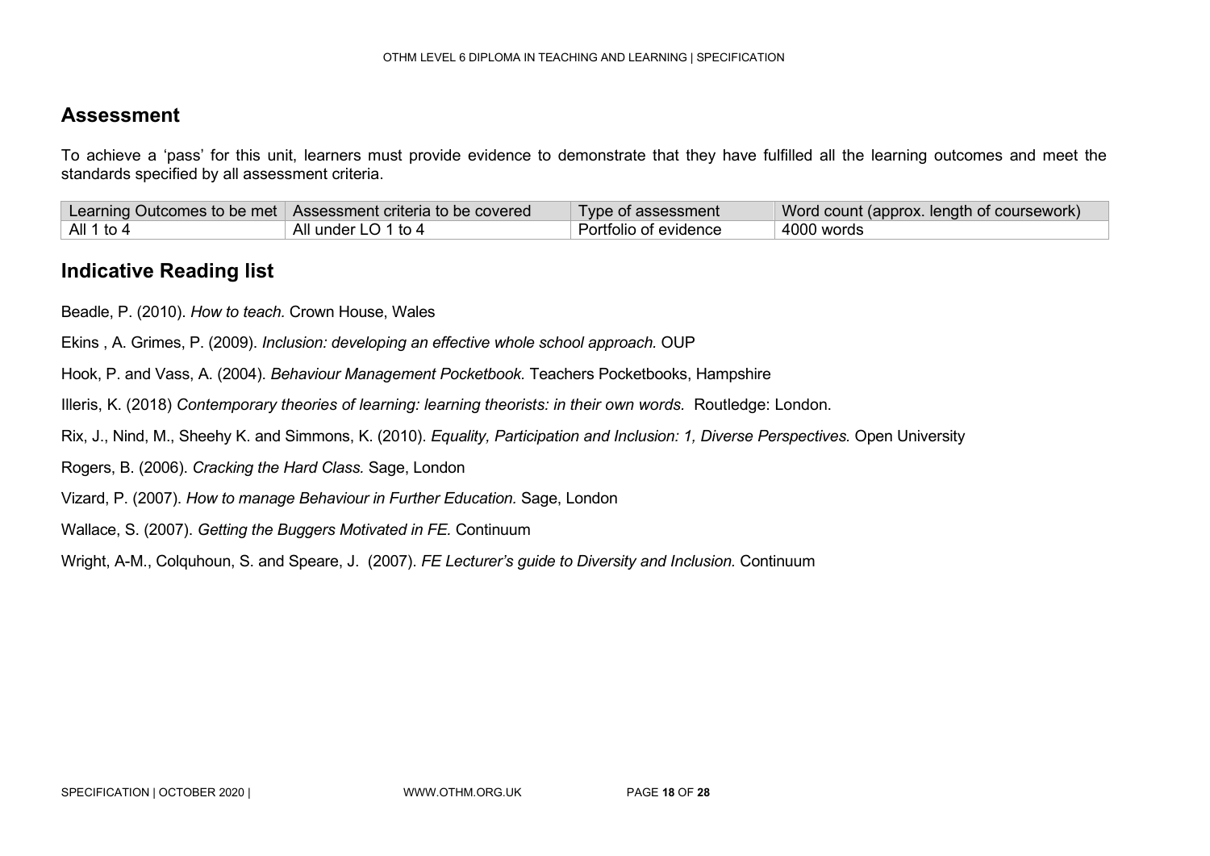## Assessment

To achieve a 'pass' for this unit, learners must provide evidence to demonstrate that they have fulfilled all the learning outcomes and meet the standards specified by all assessment criteria.

| Learning Outcomes to be met | Assessment criteria to be covered | Type of assessment | Word count (approx. length of coursework) |
|---|---|---|---|
| All 1 to 4 | All under LO 1 to 4 | Portfolio of evidence | 4000 words |

## Indicative Reading list

Beadle, P. (2010). *How to teach.* Crown House, Wales

Ekins , A. Grimes, P. (2009). *Inclusion: developing an effective whole school approach.* OUP

Hook, P. and Vass, A. (2004). *Behaviour Management Pocketbook.* Teachers Pocketbooks, Hampshire

Illeris, K. (2018) *Contemporary theories of learning: learning theorists: in their own words.* Routledge: London.

Rix, J., Nind, M., Sheehy K. and Simmons, K. (2010). *Equality, Participation and Inclusion: 1, Diverse Perspectives.* Open University

Rogers, B. (2006). *Cracking the Hard Class.* Sage, London

Vizard, P. (2007). *How to manage Behaviour in Further Education.* Sage, London

Wallace, S. (2007). *Getting the Buggers Motivated in FE.* Continuum

Wright, A-M., Colquhoun, S. and Speare, J. (2007). *FE Lecturer's guide to Diversity and Inclusion.* Continuum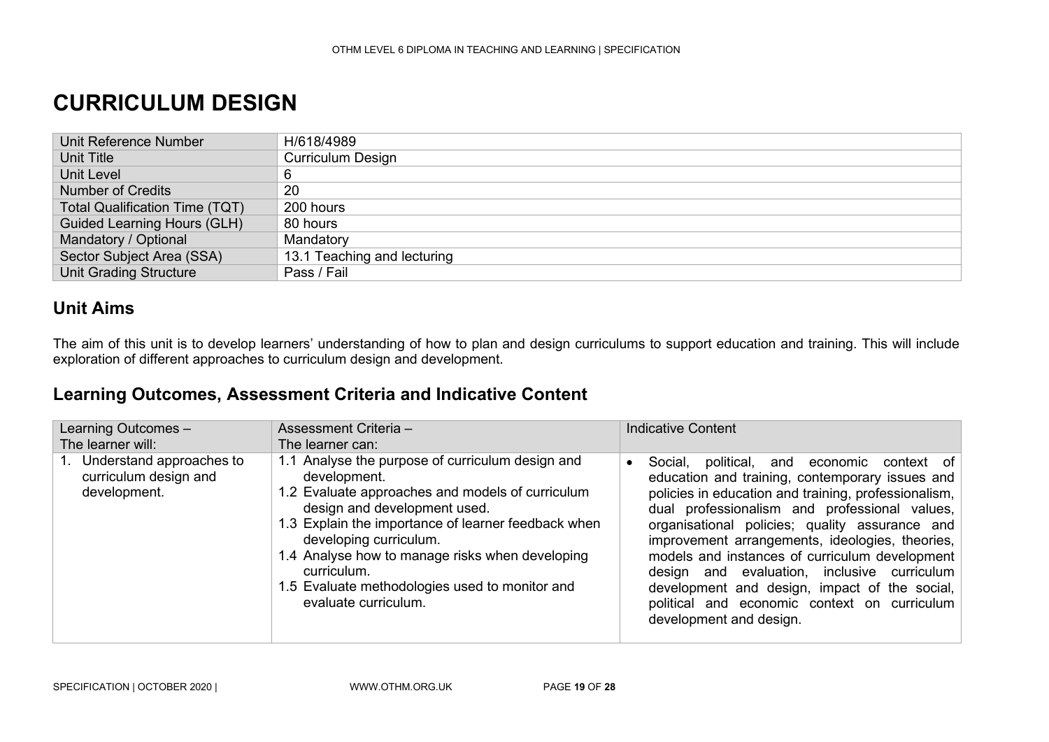# CURRICULUM DESIGN

| Unit Reference Number | H/618/4989 |
|---|---|
| Unit Title | Curriculum Design |
| Unit Level | 6 |
| Number of Credits | 20 |
| Total Qualification Time (TQT) | 200 hours |
| Guided Learning Hours (GLH) | 80 hours |
| Mandatory / Optional | Mandatory |
| Sector Subject Area (SSA) | 13.1 Teaching and lecturing |
| Unit Grading Structure | Pass / Fail |

## Unit Aims

The aim of this unit is to develop learners' understanding of how to plan and design curriculums to support education and training. This will include exploration of different approaches to curriculum design and development.

## Learning Outcomes, Assessment Criteria and Indicative Content

| Learning Outcomes – The learner will: | Assessment Criteria – The learner can: | Indicative Content |
|---|---|---|
| 1. Understand approaches to curriculum design and development. | 1.1 Analyse the purpose of curriculum design and development.<br>1.2 Evaluate approaches and models of curriculum design and development used.<br>1.3 Explain the importance of learner feedback when developing curriculum.<br>1.4 Analyse how to manage risks when developing curriculum.<br>1.5 Evaluate methodologies used to monitor and evaluate curriculum. | • Social, political, and economic context of education and training, contemporary issues and policies in education and training, professionalism, dual professionalism and professional values, organisational policies; quality assurance and improvement arrangements, ideologies, theories, models and instances of curriculum development design and evaluation, inclusive curriculum development and design, impact of the social, political and economic context on curriculum development and design. |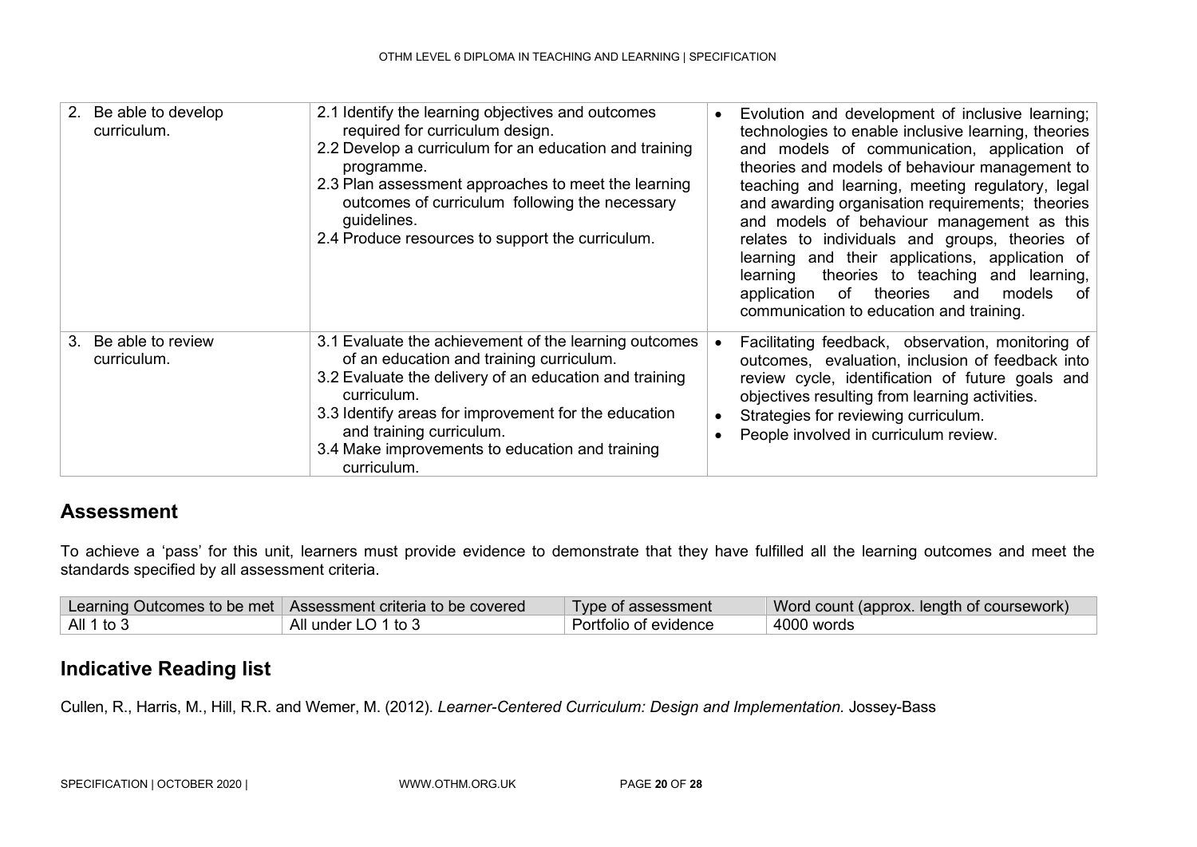| | | |
|---|---|---|
| 2. Be able to develop curriculum. | 2.1 Identify the learning objectives and outcomes required for curriculum design.<br>2.2 Develop a curriculum for an education and training programme.<br>2.3 Plan assessment approaches to meet the learning outcomes of curriculum following the necessary guidelines.<br>2.4 Produce resources to support the curriculum. | • Evolution and development of inclusive learning; technologies to enable inclusive learning, theories and models of communication, application of theories and models of behaviour management to teaching and learning, meeting regulatory, legal and awarding organisation requirements; theories and models of behaviour management as this relates to individuals and groups, theories of learning and their applications, application of learning theories to teaching and learning, application of theories and models of communication to education and training. |
| 3. Be able to review curriculum. | 3.1 Evaluate the achievement of the learning outcomes of an education and training curriculum.<br>3.2 Evaluate the delivery of an education and training curriculum.<br>3.3 Identify areas for improvement for the education and training curriculum.<br>3.4 Make improvements to education and training curriculum. | • Facilitating feedback, observation, monitoring of outcomes, evaluation, inclusion of feedback into review cycle, identification of future goals and objectives resulting from learning activities.<br>• Strategies for reviewing curriculum.<br>• People involved in curriculum review. |

## Assessment

To achieve a 'pass' for this unit, learners must provide evidence to demonstrate that they have fulfilled all the learning outcomes and meet the standards specified by all assessment criteria.

| Learning Outcomes to be met | Assessment criteria to be covered | Type of assessment | Word count (approx. length of coursework) |
|---|---|---|---|
| All 1 to 3 | All under LO 1 to 3 | Portfolio of evidence | 4000 words |

## Indicative Reading list

Cullen, R., Harris, M., Hill, R.R. and Wemer, M. (2012). *Learner-Centered Curriculum: Design and Implementation.* Jossey-Bass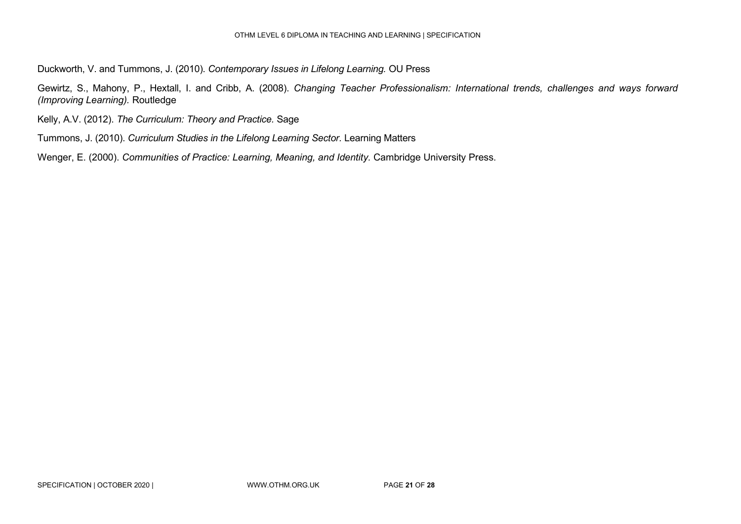Duckworth, V. and Tummons, J. (2010). *Contemporary Issues in Lifelong Learning.* OU Press

Gewirtz, S., Mahony, P., Hextall, I. and Cribb, A. (2008). *Changing Teacher Professionalism: International trends, challenges and ways forward (Improving Learning).* Routledge

Kelly, A.V. (2012). *The Curriculum: Theory and Practice.* Sage

Tummons, J. (2010). *Curriculum Studies in the Lifelong Learning Sector*. Learning Matters

Wenger, E. (2000). *Communities of Practice: Learning, Meaning, and Identity*. Cambridge University Press.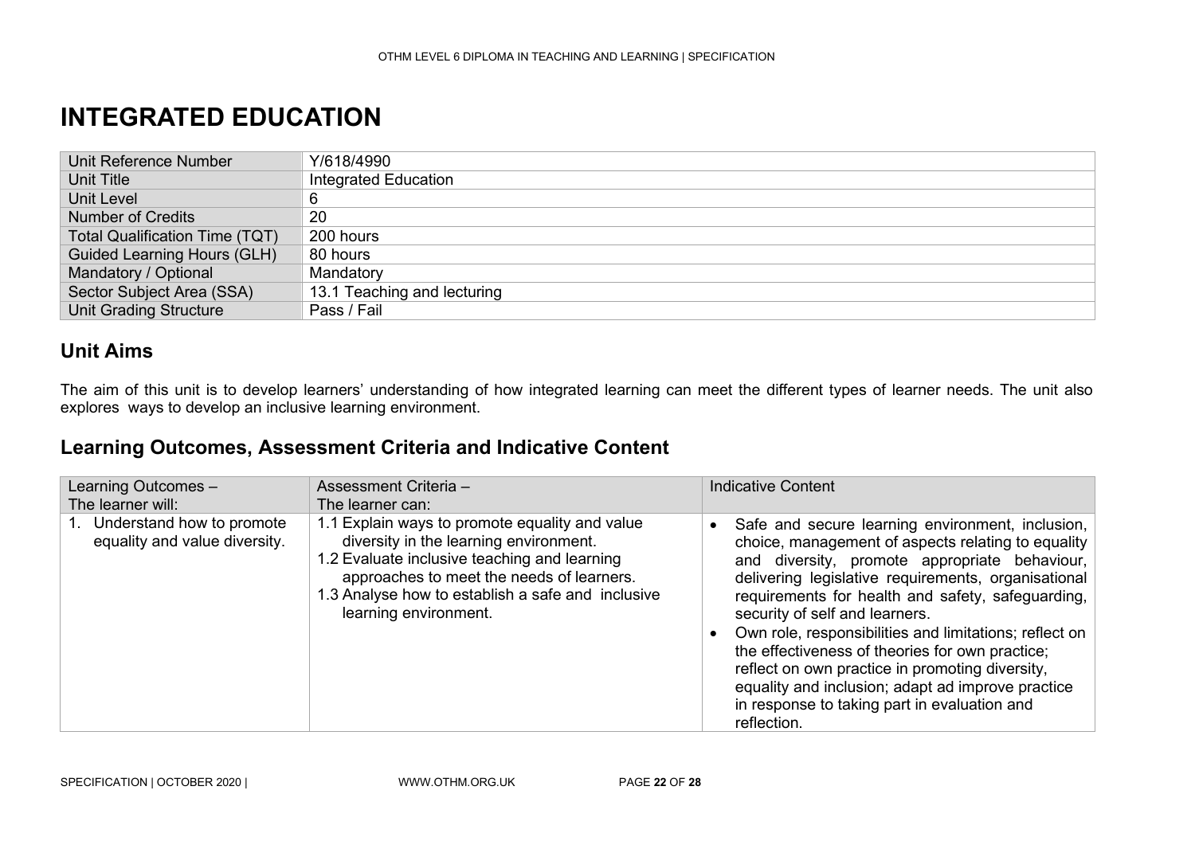# INTEGRATED EDUCATION

| Unit Reference Number | Y/618/4990 |
|---|---|
| Unit Title | Integrated Education |
| Unit Level | 6 |
| Number of Credits | 20 |
| Total Qualification Time (TQT) | 200 hours |
| Guided Learning Hours (GLH) | 80 hours |
| Mandatory / Optional | Mandatory |
| Sector Subject Area (SSA) | 13.1 Teaching and lecturing |
| Unit Grading Structure | Pass / Fail |

## Unit Aims

The aim of this unit is to develop learners' understanding of how integrated learning can meet the different types of learner needs. The unit also explores ways to develop an inclusive learning environment.

## Learning Outcomes, Assessment Criteria and Indicative Content

| Learning Outcomes – The learner will: | Assessment Criteria – The learner can: | Indicative Content |
|---|---|---|
| 1. Understand how to promote equality and value diversity. | 1.1 Explain ways to promote equality and value diversity in the learning environment.<br>1.2 Evaluate inclusive teaching and learning approaches to meet the needs of learners.<br>1.3 Analyse how to establish a safe and inclusive learning environment. | • Safe and secure learning environment, inclusion, choice, management of aspects relating to equality and diversity, promote appropriate behaviour, delivering legislative requirements, organisational requirements for health and safety, safeguarding, security of self and learners.<br>• Own role, responsibilities and limitations; reflect on the effectiveness of theories for own practice; reflect on own practice in promoting diversity, equality and inclusion; adapt ad improve practice in response to taking part in evaluation and reflection. |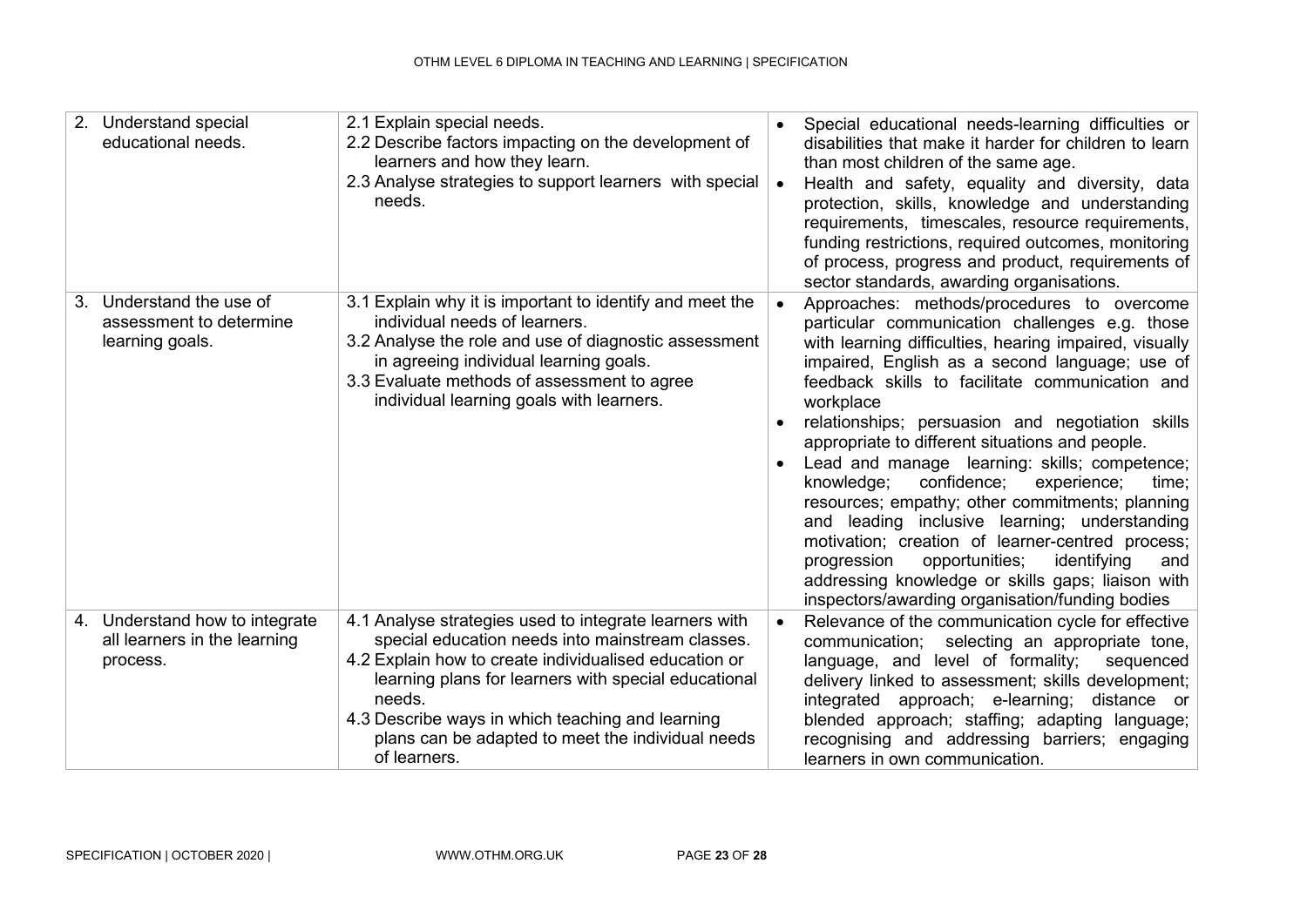| 2. Understand special educational needs. | 2.1 Explain special needs.<br>2.2 Describe factors impacting on the development of learners and how they learn.<br>2.3 Analyse strategies to support learners with special needs. | • Special educational needs-learning difficulties or disabilities that make it harder for children to learn than most children of the same age.<br>• Health and safety, equality and diversity, data protection, skills, knowledge and understanding requirements, timescales, resource requirements, funding restrictions, required outcomes, monitoring of process, progress and product, requirements of sector standards, awarding organisations. |
|---|---|---|
| 3. Understand the use of assessment to determine learning goals. | 3.1 Explain why it is important to identify and meet the individual needs of learners.<br>3.2 Analyse the role and use of diagnostic assessment in agreeing individual learning goals.<br>3.3 Evaluate methods of assessment to agree individual learning goals with learners. | • Approaches: methods/procedures to overcome particular communication challenges e.g. those with learning difficulties, hearing impaired, visually impaired, English as a second language; use of feedback skills to facilitate communication and workplace<br>• relationships; persuasion and negotiation skills appropriate to different situations and people.<br>• Lead and manage learning: skills; competence; knowledge; confidence; experience; time; resources; empathy; other commitments; planning and leading inclusive learning; understanding motivation; creation of learner-centred process; progression opportunities; identifying and addressing knowledge or skills gaps; liaison with inspectors/awarding organisation/funding bodies |
| 4. Understand how to integrate all learners in the learning process. | 4.1 Analyse strategies used to integrate learners with special education needs into mainstream classes.<br>4.2 Explain how to create individualised education or learning plans for learners with special educational needs.<br>4.3 Describe ways in which teaching and learning plans can be adapted to meet the individual needs of learners. | • Relevance of the communication cycle for effective communication; selecting an appropriate tone, language, and level of formality; sequenced delivery linked to assessment; skills development; integrated approach; e-learning; distance or blended approach; staffing; adapting language; recognising and addressing barriers; engaging learners in own communication. |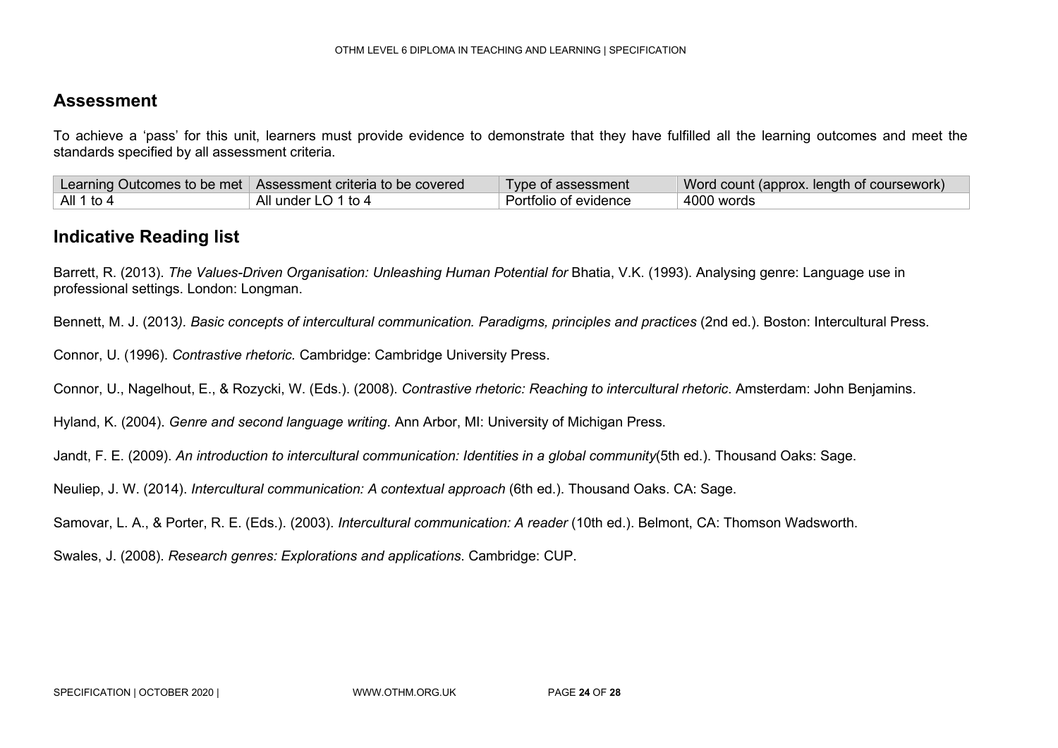## Assessment

To achieve a 'pass' for this unit, learners must provide evidence to demonstrate that they have fulfilled all the learning outcomes and meet the standards specified by all assessment criteria.

| Learning Outcomes to be met | Assessment criteria to be covered | Type of assessment | Word count (approx. length of coursework) |
|---|---|---|---|
| All 1 to 4 | All under LO 1 to 4 | Portfolio of evidence | 4000 words |

## Indicative Reading list

Barrett, R. (2013). *The Values-Driven Organisation: Unleashing Human Potential for* Bhatia, V.K. (1993). Analysing genre: Language use in professional settings. London: Longman.

Bennett, M. J. (2013*). Basic concepts of intercultural communication. Paradigms, principles and practices* (2nd ed.). Boston: Intercultural Press.

Connor, U. (1996). *Contrastive rhetoric.* Cambridge: Cambridge University Press.

Connor, U., Nagelhout, E., & Rozycki, W. (Eds.). (2008). *Contrastive rhetoric: Reaching to intercultural rhetoric*. Amsterdam: John Benjamins.

Hyland, K. (2004). *Genre and second language writing*. Ann Arbor, MI: University of Michigan Press.

Jandt, F. E. (2009). *An introduction to intercultural communication: Identities in a global community*(5th ed.). Thousand Oaks: Sage.

Neuliep, J. W. (2014). *Intercultural communication: A contextual approach* (6th ed.). Thousand Oaks. CA: Sage.

Samovar, L. A., & Porter, R. E. (Eds.). (2003). *Intercultural communication: A reader* (10th ed.). Belmont, CA: Thomson Wadsworth.

Swales, J. (2008). *Research genres: Explorations and applications*. Cambridge: CUP.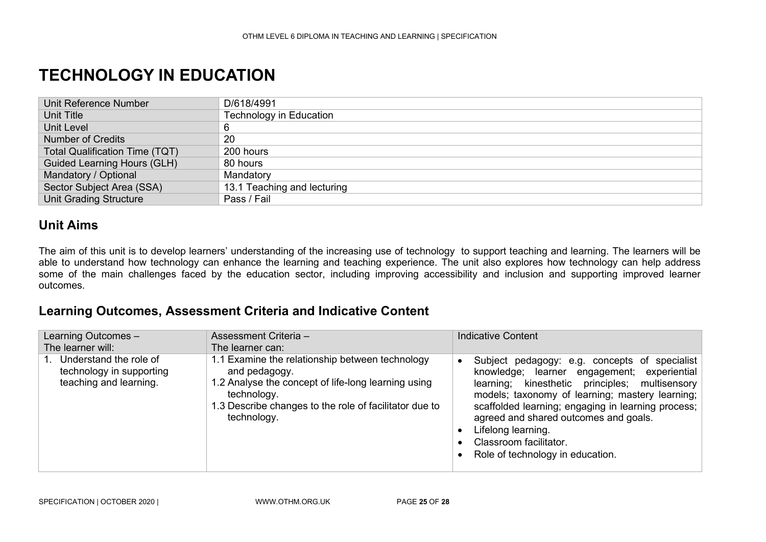# TECHNOLOGY IN EDUCATION

| Unit Reference Number | D/618/4991 |
|---|---|
| Unit Title | Technology in Education |
| Unit Level | 6 |
| Number of Credits | 20 |
| Total Qualification Time (TQT) | 200 hours |
| Guided Learning Hours (GLH) | 80 hours |
| Mandatory / Optional | Mandatory |
| Sector Subject Area (SSA) | 13.1 Teaching and lecturing |
| Unit Grading Structure | Pass / Fail |

## Unit Aims

The aim of this unit is to develop learners' understanding of the increasing use of technology to support teaching and learning. The learners will be able to understand how technology can enhance the learning and teaching experience. The unit also explores how technology can help address some of the main challenges faced by the education sector, including improving accessibility and inclusion and supporting improved learner outcomes.

## Learning Outcomes, Assessment Criteria and Indicative Content

| Learning Outcomes – The learner will: | Assessment Criteria – The learner can: | Indicative Content |
|---|---|---|
| 1. Understand the role of technology in supporting teaching and learning. | 1.1 Examine the relationship between technology and pedagogy.<br>1.2 Analyse the concept of life-long learning using technology.<br>1.3 Describe changes to the role of facilitator due to technology. | • Subject pedagogy: e.g. concepts of specialist knowledge; learner engagement; experiential learning; kinesthetic principles; multisensory models; taxonomy of learning; mastery learning; scaffolded learning; engaging in learning process; agreed and shared outcomes and goals.<br>• Lifelong learning.<br>• Classroom facilitator.<br>• Role of technology in education. |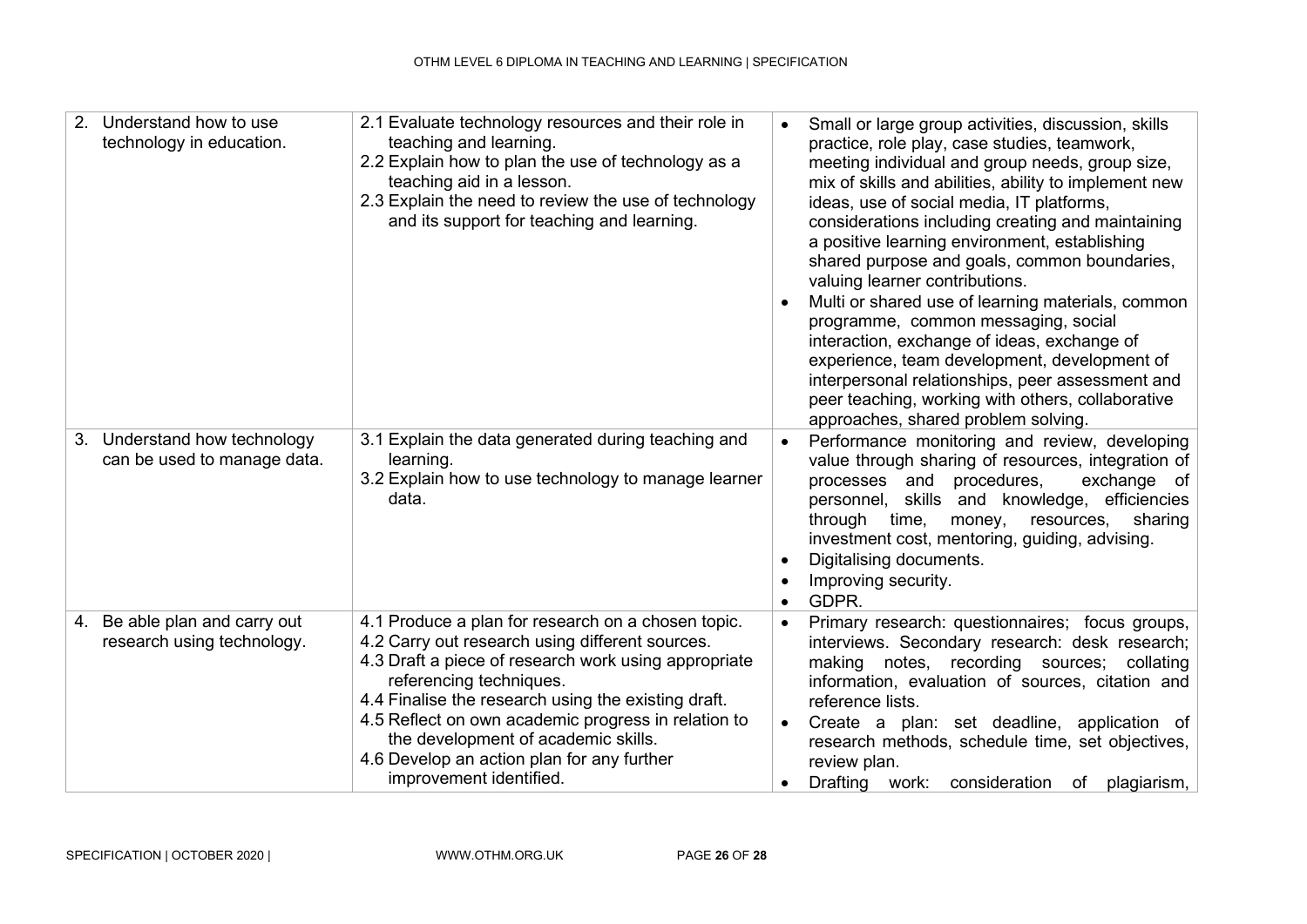| | | |
|---|---|---|
| 2. Understand how to use technology in education. | 2.1 Evaluate technology resources and their role in teaching and learning.<br>2.2 Explain how to plan the use of technology as a teaching aid in a lesson.<br>2.3 Explain the need to review the use of technology and its support for teaching and learning. | • Small or large group activities, discussion, skills practice, role play, case studies, teamwork, meeting individual and group needs, group size, mix of skills and abilities, ability to implement new ideas, use of social media, IT platforms, considerations including creating and maintaining a positive learning environment, establishing shared purpose and goals, common boundaries, valuing learner contributions.<br>• Multi or shared use of learning materials, common programme, common messaging, social interaction, exchange of ideas, exchange of experience, team development, development of interpersonal relationships, peer assessment and peer teaching, working with others, collaborative approaches, shared problem solving. |
| 3. Understand how technology can be used to manage data. | 3.1 Explain the data generated during teaching and learning.<br>3.2 Explain how to use technology to manage learner data. | • Performance monitoring and review, developing value through sharing of resources, integration of processes and procedures, exchange of personnel, skills and knowledge, efficiencies through time, money, resources, sharing investment cost, mentoring, guiding, advising.<br>• Digitalising documents.<br>• Improving security.<br>• GDPR. |
| 4. Be able plan and carry out research using technology. | 4.1 Produce a plan for research on a chosen topic.<br>4.2 Carry out research using different sources.<br>4.3 Draft a piece of research work using appropriate referencing techniques.<br>4.4 Finalise the research using the existing draft.<br>4.5 Reflect on own academic progress in relation to the development of academic skills.<br>4.6 Develop an action plan for any further improvement identified. | • Primary research: questionnaires; focus groups, interviews. Secondary research: desk research; making notes, recording sources; collating information, evaluation of sources, citation and reference lists.<br>• Create a plan: set deadline, application of research methods, schedule time, set objectives, review plan.<br>• Drafting work: consideration of plagiarism, |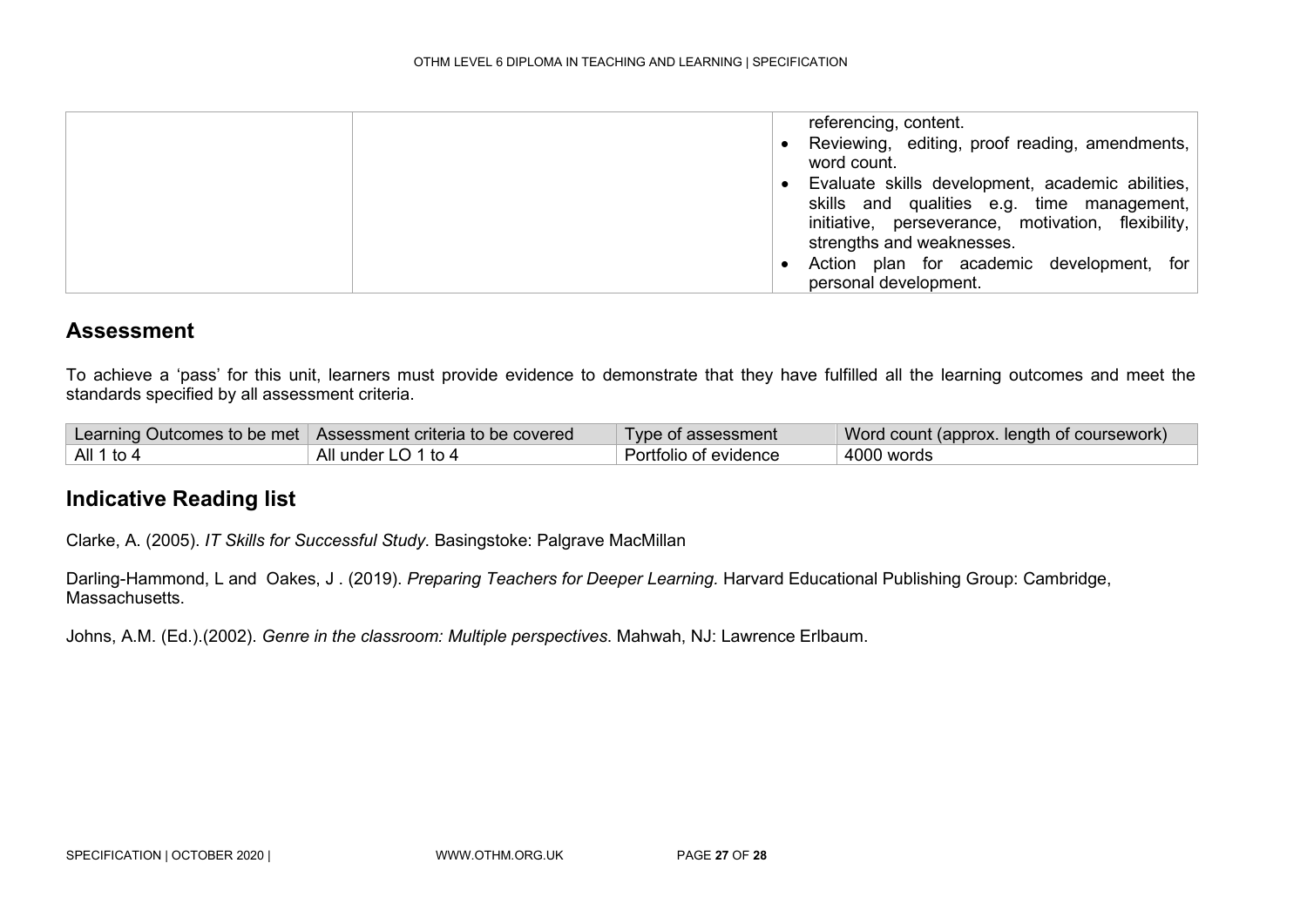| | | referencing, content.<br>• Reviewing, editing, proof reading, amendments, word count.<br>• Evaluate skills development, academic abilities, skills and qualities e.g. time management, initiative, perseverance, motivation, flexibility, strengths and weaknesses.<br>• Action plan for academic development, for personal development. |
|---|---|---|

## Assessment

To achieve a 'pass' for this unit, learners must provide evidence to demonstrate that they have fulfilled all the learning outcomes and meet the standards specified by all assessment criteria.

| Learning Outcomes to be met | Assessment criteria to be covered | Type of assessment | Word count (approx. length of coursework) |
|---|---|---|---|
| All 1 to 4 | All under LO 1 to 4 | Portfolio of evidence | 4000 words |

## Indicative Reading list

Clarke, A. (2005). *IT Skills for Successful Study*. Basingstoke: Palgrave MacMillan

Darling-Hammond, L and Oakes, J . (2019). *Preparing Teachers for Deeper Learning*. Harvard Educational Publishing Group: Cambridge, Massachusetts.

Johns, A.M. (Ed.).(2002). *Genre in the classroom: Multiple perspectives*. Mahwah, NJ: Lawrence Erlbaum.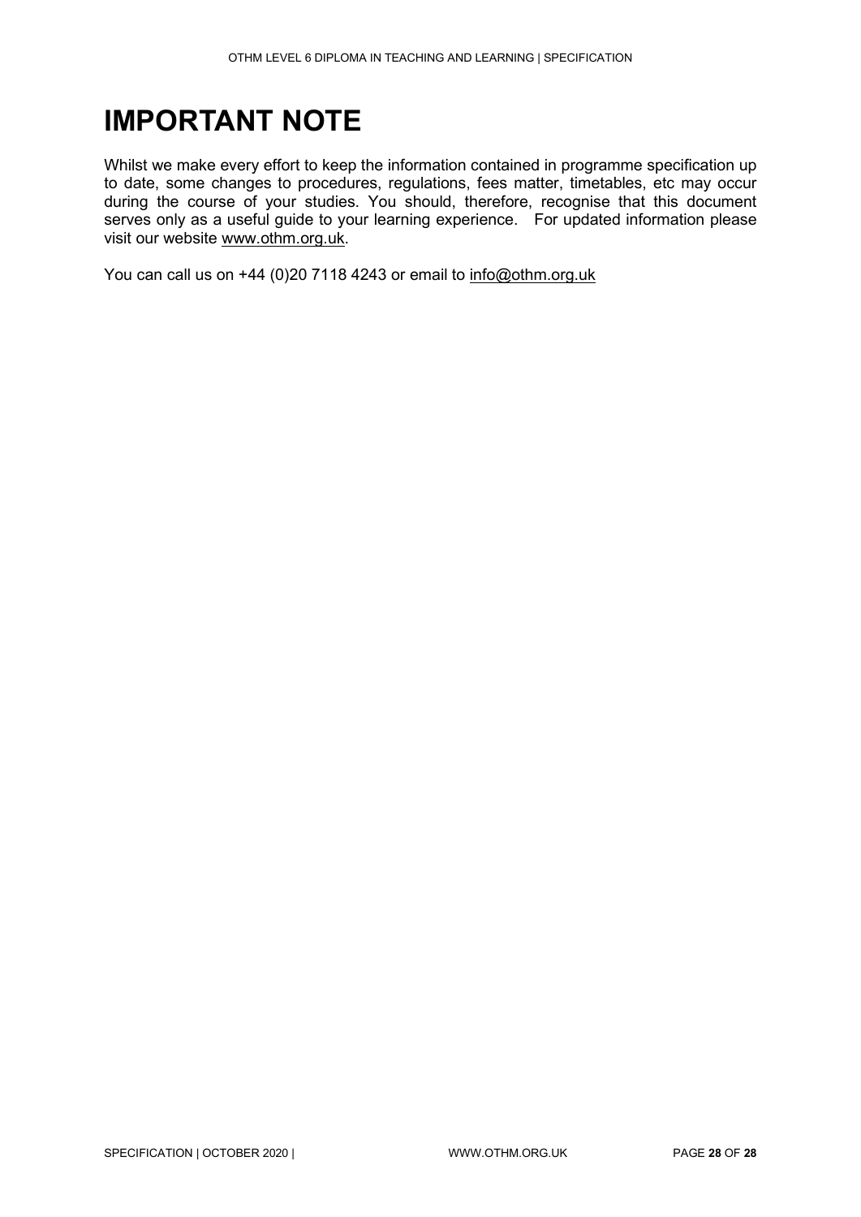# IMPORTANT NOTE

Whilst we make every effort to keep the information contained in programme specification up to date, some changes to procedures, regulations, fees matter, timetables, etc may occur during the course of your studies. You should, therefore, recognise that this document serves only as a useful guide to your learning experience. For updated information please visit our website www.othm.org.uk.

You can call us on +44 (0)20 7118 4243 or email to info@othm.org.uk